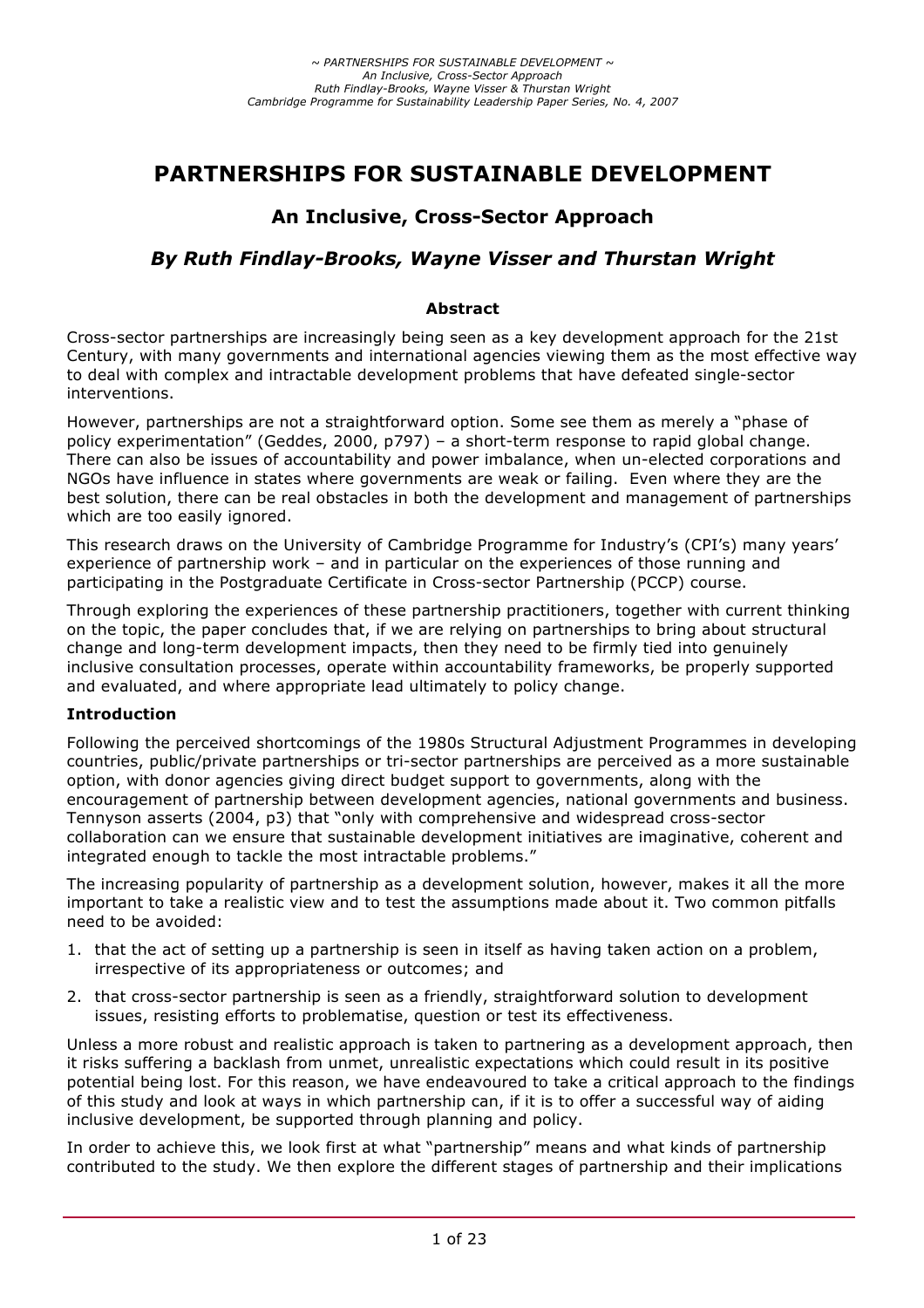# PARTNERSHIPS FOR SUSTAINABLE DEVELOPMENT

## An Inclusive, Cross-Sector Approach

### *By Ruth Findlay-Brooks, Wayne Visser and Thurstan Wright*

**Abstract**

Cross-sector partnerships are increasingly being seen as a key development approach for the 21st Century, with many governments and international agencies viewing them as the most effective way to deal with complex and intractable development problems that have defeated single-sector interventions.

However, partnerships are not a straightforward option. Some see them as merely a "phase of policy experimentation" (Geddes, 2000, p797) – a short-term response to rapid global change. There can also be issues of accountability and power imbalance, when un-elected corporations and NGOs have influence in states where governments are weak or failing. Even where they are the best solution, there can be real obstacles in both the development and management of partnerships which are too easily ignored.

This research draws on the University of Cambridge Programme for Industry's (CPI's) many years' experience of partnership work – and in particular on the experiences of those running and participating in the Postgraduate Certificate in Cross-sector Partnership (PCCP) course.

Through exploring the experiences of these partnership practitioners, together with current thinking on the topic, the paper concludes that, if we are relying on partnerships to bring about structural change and long-term development impacts, then they need to be firmly tied into genuinely inclusive consultation processes, operate within accountability frameworks, be properly supported and evaluated, and where appropriate lead ultimately to policy change.

**Introduction**

Following the perceived shortcomings of the 1980s Structural Adjustment Programmes in developing countries, public/private partnerships or tri-sector partnerships are perceived as a more sustainable option, with donor agencies giving direct budget support to governments, along with the encouragement of partnership between development agencies, national governments and business. Tennyson asserts (2004, p3) that "only with comprehensive and widespread cross-sector collaboration can we ensure that sustainable development initiatives are imaginative, coherent and integrated enough to tackle the most intractable problems."

The increasing popularity of partnership as a development solution, however, makes it all the more important to take a realistic view and to test the assumptions made about it. Two common pitfalls need to be avoided:

1. that the act of setting up a partnership is seen in itself as having taken action on a problem, irrespective of its appropriateness or outcomes; and
2. that cross-sector partnership is seen as a friendly, straightforward solution to development issues, resisting efforts to problematise, question or test its effectiveness.

Unless a more robust and realistic approach is taken to partnering as a development approach, then it risks suffering a backlash from unmet, unrealistic expectations which could result in its positive potential being lost. For this reason, we have endeavoured to take a critical approach to the findings of this study and look at ways in which partnership can, if it is to offer a successful way of aiding inclusive development, be supported through planning and policy.

In order to achieve this, we look first at what "partnership" means and what kinds of partnership contributed to the study. We then explore the different stages of partnership and their implications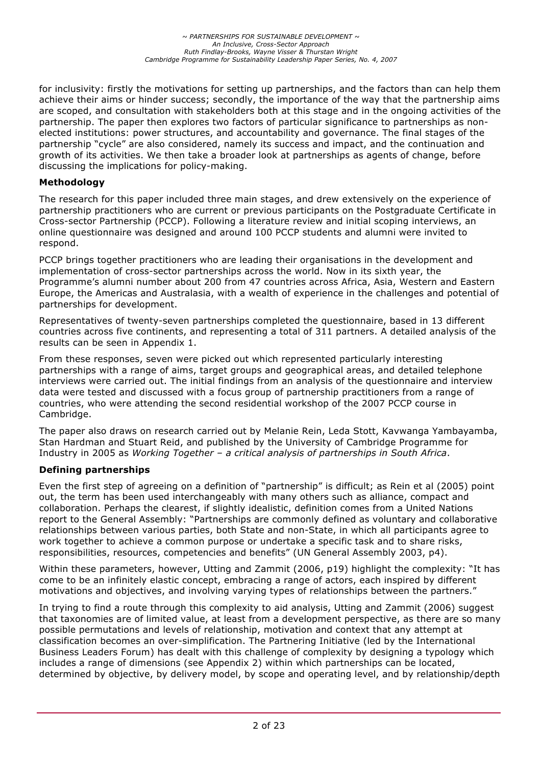for inclusivity: firstly the motivations for setting up partnerships, and the factors than can help them achieve their aims or hinder success; secondly, the importance of the way that the partnership aims are scoped, and consultation with stakeholders both at this stage and in the ongoing activities of the partnership. The paper then explores two factors of particular significance to partnerships as non-elected institutions: power structures, and accountability and governance. The final stages of the partnership "cycle" are also considered, namely its success and impact, and the continuation and growth of its activities. We then take a broader look at partnerships as agents of change, before discussing the implications for policy-making.

### Methodology

The research for this paper included three main stages, and drew extensively on the experience of partnership practitioners who are current or previous participants on the Postgraduate Certificate in Cross-sector Partnership (PCCP). Following a literature review and initial scoping interviews, an online questionnaire was designed and around 100 PCCP students and alumni were invited to respond.

PCCP brings together practitioners who are leading their organisations in the development and implementation of cross-sector partnerships across the world. Now in its sixth year, the Programme's alumni number about 200 from 47 countries across Africa, Asia, Western and Eastern Europe, the Americas and Australasia, with a wealth of experience in the challenges and potential of partnerships for development.

Representatives of twenty-seven partnerships completed the questionnaire, based in 13 different countries across five continents, and representing a total of 311 partners. A detailed analysis of the results can be seen in Appendix 1.

From these responses, seven were picked out which represented particularly interesting partnerships with a range of aims, target groups and geographical areas, and detailed telephone interviews were carried out. The initial findings from an analysis of the questionnaire and interview data were tested and discussed with a focus group of partnership practitioners from a range of countries, who were attending the second residential workshop of the 2007 PCCP course in Cambridge.

The paper also draws on research carried out by Melanie Rein, Leda Stott, Kavwanga Yambayamba, Stan Hardman and Stuart Reid, and published by the University of Cambridge Programme for Industry in 2005 as *Working Together – a critical analysis of partnerships in South Africa*.

### Defining partnerships

Even the first step of agreeing on a definition of "partnership" is difficult; as Rein et al (2005) point out, the term has been used interchangeably with many others such as alliance, compact and collaboration. Perhaps the clearest, if slightly idealistic, definition comes from a United Nations report to the General Assembly: "Partnerships are commonly defined as voluntary and collaborative relationships between various parties, both State and non-State, in which all participants agree to work together to achieve a common purpose or undertake a specific task and to share risks, responsibilities, resources, competencies and benefits" (UN General Assembly 2003, p4).

Within these parameters, however, Utting and Zammit (2006, p19) highlight the complexity: "It has come to be an infinitely elastic concept, embracing a range of actors, each inspired by different motivations and objectives, and involving varying types of relationships between the partners."

In trying to find a route through this complexity to aid analysis, Utting and Zammit (2006) suggest that taxonomies are of limited value, at least from a development perspective, as there are so many possible permutations and levels of relationship, motivation and context that any attempt at classification becomes an over-simplification. The Partnering Initiative (led by the International Business Leaders Forum) has dealt with this challenge of complexity by designing a typology which includes a range of dimensions (see Appendix 2) within which partnerships can be located, determined by objective, by delivery model, by scope and operating level, and by relationship/depth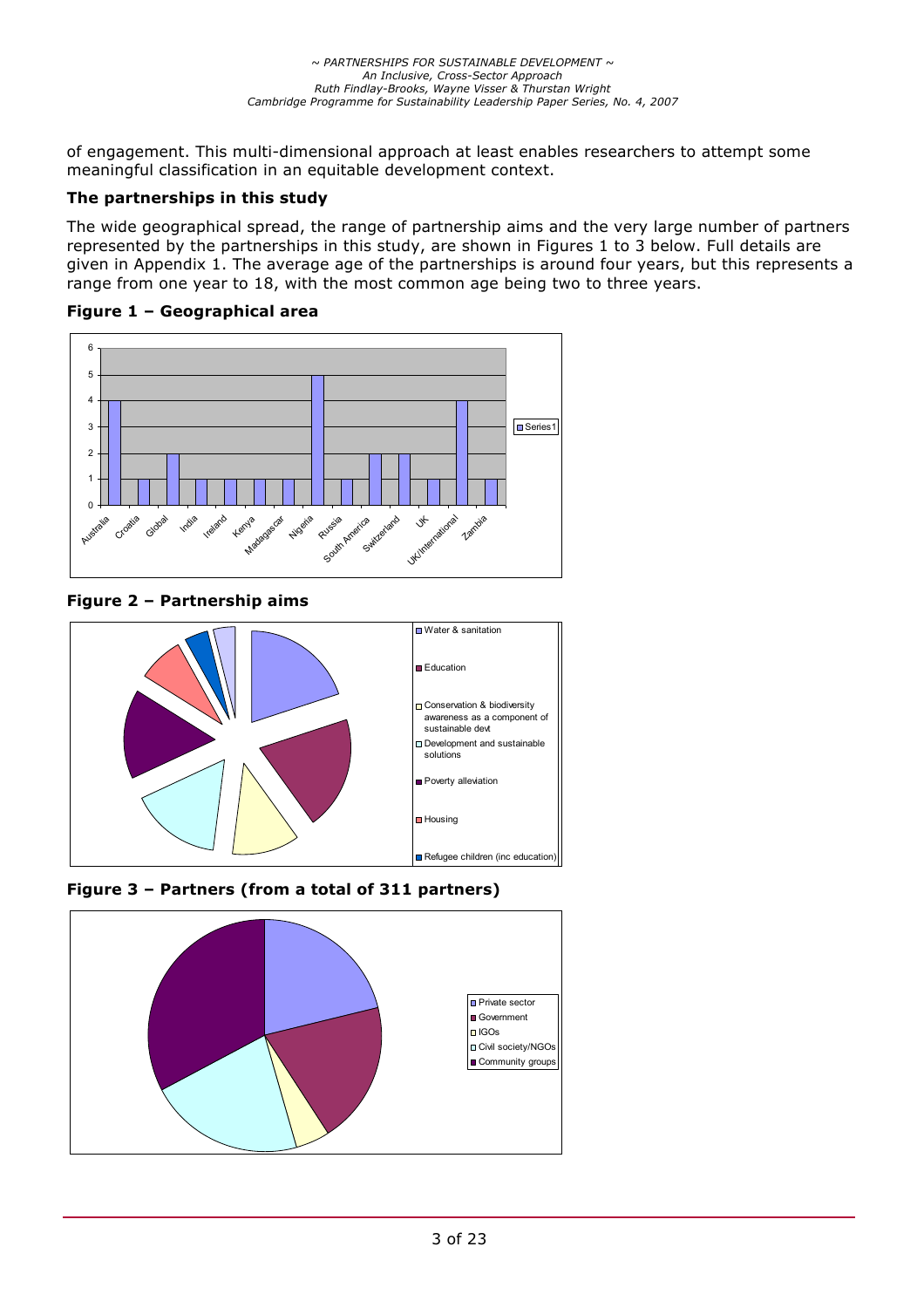of engagement. This multi-dimensional approach at least enables researchers to attempt some meaningful classification in an equitable development context.

### The partnerships in this study

The wide geographical spread, the range of partnership aims and the very large number of partners represented by the partnerships in this study, are shown in Figures 1 to 3 below. Full details are given in Appendix 1. The average age of the partnerships is around four years, but this represents a range from one year to 18, with the most common age being two to three years.

**Figure 1 – Geographical area**

**Figure 2 – Partnership aims**

**Figure 3 – Partners (from a total of 311 partners)**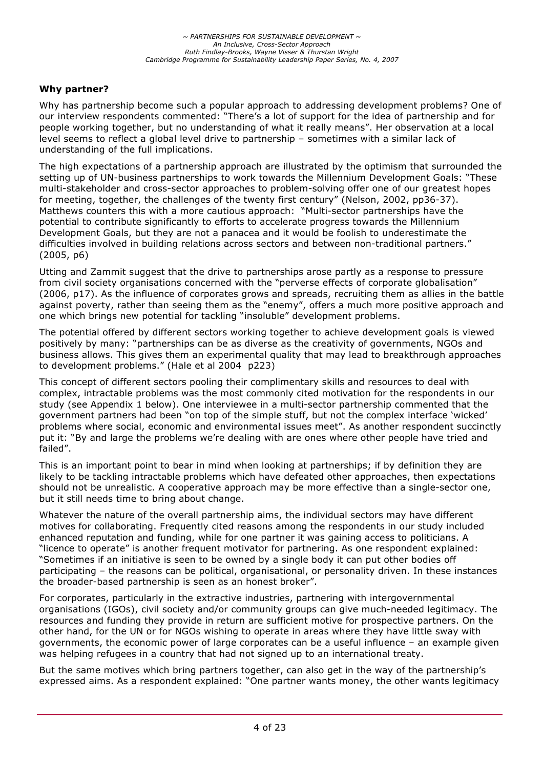**Why partner?**

Why has partnership become such a popular approach to addressing development problems? One of our interview respondents commented: "There's a lot of support for the idea of partnership and for people working together, but no understanding of what it really means". Her observation at a local level seems to reflect a global level drive to partnership – sometimes with a similar lack of understanding of the full implications.

The high expectations of a partnership approach are illustrated by the optimism that surrounded the setting up of UN-business partnerships to work towards the Millennium Development Goals: "These multi-stakeholder and cross-sector approaches to problem-solving offer one of our greatest hopes for meeting, together, the challenges of the twenty first century" (Nelson, 2002, pp36-37). Matthews counters this with a more cautious approach: "Multi-sector partnerships have the potential to contribute significantly to efforts to accelerate progress towards the Millennium Development Goals, but they are not a panacea and it would be foolish to underestimate the difficulties involved in building relations across sectors and between non-traditional partners." (2005, p6)

Utting and Zammit suggest that the drive to partnerships arose partly as a response to pressure from civil society organisations concerned with the "perverse effects of corporate globalisation" (2006, p17). As the influence of corporates grows and spreads, recruiting them as allies in the battle against poverty, rather than seeing them as the "enemy", offers a much more positive approach and one which brings new potential for tackling "insoluble" development problems.

The potential offered by different sectors working together to achieve development goals is viewed positively by many: "partnerships can be as diverse as the creativity of governments, NGOs and business allows. This gives them an experimental quality that may lead to breakthrough approaches to development problems." (Hale et al 2004 p223)

This concept of different sectors pooling their complimentary skills and resources to deal with complex, intractable problems was the most commonly cited motivation for the respondents in our study (see Appendix 1 below). One interviewee in a multi-sector partnership commented that the government partners had been "on top of the simple stuff, but not the complex interface 'wicked' problems where social, economic and environmental issues meet". As another respondent succinctly put it: "By and large the problems we're dealing with are ones where other people have tried and failed".

This is an important point to bear in mind when looking at partnerships; if by definition they are likely to be tackling intractable problems which have defeated other approaches, then expectations should not be unrealistic. A cooperative approach may be more effective than a single-sector one, but it still needs time to bring about change.

Whatever the nature of the overall partnership aims, the individual sectors may have different motives for collaborating. Frequently cited reasons among the respondents in our study included enhanced reputation and funding, while for one partner it was gaining access to politicians. A "licence to operate" is another frequent motivator for partnering. As one respondent explained: "Sometimes if an initiative is seen to be owned by a single body it can put other bodies off participating – the reasons can be political, organisational, or personality driven. In these instances the broader-based partnership is seen as an honest broker".

For corporates, particularly in the extractive industries, partnering with intergovernmental organisations (IGOs), civil society and/or community groups can give much-needed legitimacy. The resources and funding they provide in return are sufficient motive for prospective partners. On the other hand, for the UN or for NGOs wishing to operate in areas where they have little sway with governments, the economic power of large corporates can be a useful influence – an example given was helping refugees in a country that had not signed up to an international treaty.

But the same motives which bring partners together, can also get in the way of the partnership's expressed aims. As a respondent explained: "One partner wants money, the other wants legitimacy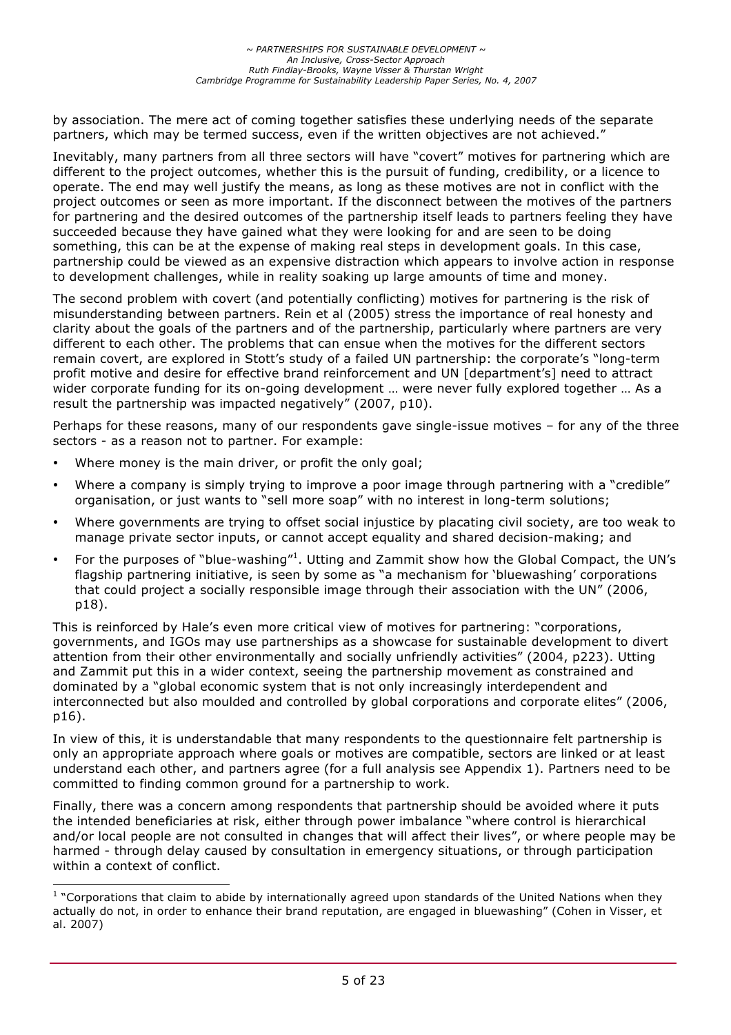by association. The mere act of coming together satisfies these underlying needs of the separate partners, which may be termed success, even if the written objectives are not achieved."

Inevitably, many partners from all three sectors will have "covert" motives for partnering which are different to the project outcomes, whether this is the pursuit of funding, credibility, or a licence to operate. The end may well justify the means, as long as these motives are not in conflict with the project outcomes or seen as more important. If the disconnect between the motives of the partners for partnering and the desired outcomes of the partnership itself leads to partners feeling they have succeeded because they have gained what they were looking for and are seen to be doing something, this can be at the expense of making real steps in development goals. In this case, partnership could be viewed as an expensive distraction which appears to involve action in response to development challenges, while in reality soaking up large amounts of time and money.

The second problem with covert (and potentially conflicting) motives for partnering is the risk of misunderstanding between partners. Rein et al (2005) stress the importance of real honesty and clarity about the goals of the partners and of the partnership, particularly where partners are very different to each other. The problems that can ensue when the motives for the different sectors remain covert, are explored in Stott's study of a failed UN partnership: the corporate's "long-term profit motive and desire for effective brand reinforcement and UN [department's] need to attract wider corporate funding for its on-going development … were never fully explored together … As a result the partnership was impacted negatively" (2007, p10).

Perhaps for these reasons, many of our respondents gave single-issue motives – for any of the three sectors - as a reason not to partner. For example:

- Where money is the main driver, or profit the only goal;
- Where a company is simply trying to improve a poor image through partnering with a "credible" organisation, or just wants to "sell more soap" with no interest in long-term solutions;
- Where governments are trying to offset social injustice by placating civil society, are too weak to manage private sector inputs, or cannot accept equality and shared decision-making; and
- For the purposes of "blue-washing"[1]. Utting and Zammit show how the Global Compact, the UN's flagship partnering initiative, is seen by some as "a mechanism for 'bluewashing' corporations that could project a socially responsible image through their association with the UN" (2006, p18).

This is reinforced by Hale's even more critical view of motives for partnering: "corporations, governments, and IGOs may use partnerships as a showcase for sustainable development to divert attention from their other environmentally and socially unfriendly activities" (2004, p223). Utting and Zammit put this in a wider context, seeing the partnership movement as constrained and dominated by a "global economic system that is not only increasingly interdependent and interconnected but also moulded and controlled by global corporations and corporate elites" (2006, p16).

In view of this, it is understandable that many respondents to the questionnaire felt partnership is only an appropriate approach where goals or motives are compatible, sectors are linked or at least understand each other, and partners agree (for a full analysis see Appendix 1). Partners need to be committed to finding common ground for a partnership to work.

Finally, there was a concern among respondents that partnership should be avoided where it puts the intended beneficiaries at risk, either through power imbalance "where control is hierarchical and/or local people are not consulted in changes that will affect their lives", or where people may be harmed - through delay caused by consultation in emergency situations, or through participation within a context of conflict.

[1] "Corporations that claim to abide by internationally agreed upon standards of the United Nations when they actually do not, in order to enhance their brand reputation, are engaged in bluewashing" (Cohen in Visser, et al. 2007)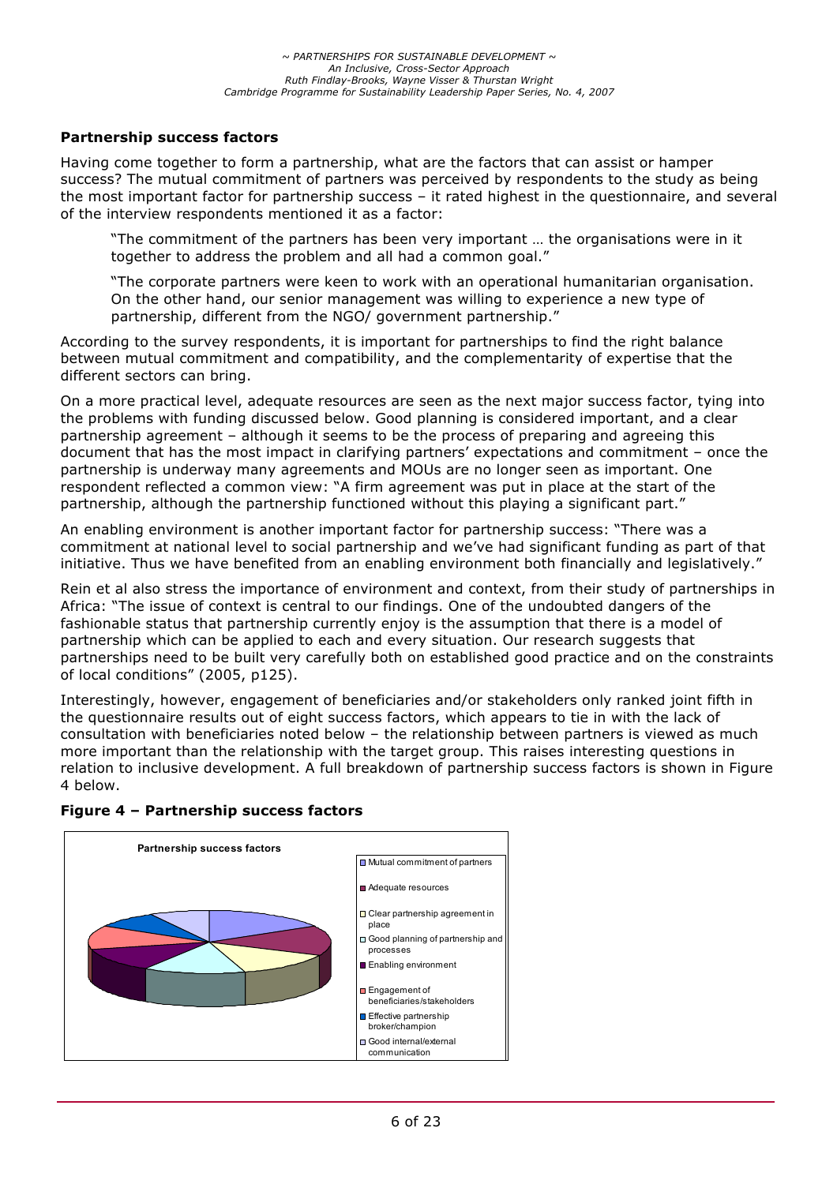### Partnership success factors

Having come together to form a partnership, what are the factors that can assist or hamper success? The mutual commitment of partners was perceived by respondents to the study as being the most important factor for partnership success – it rated highest in the questionnaire, and several of the interview respondents mentioned it as a factor:

> "The commitment of the partners has been very important … the organisations were in it together to address the problem and all had a common goal."
>
> "The corporate partners were keen to work with an operational humanitarian organisation. On the other hand, our senior management was willing to experience a new type of partnership, different from the NGO/ government partnership."

According to the survey respondents, it is important for partnerships to find the right balance between mutual commitment and compatibility, and the complementarity of expertise that the different sectors can bring.

On a more practical level, adequate resources are seen as the next major success factor, tying into the problems with funding discussed below. Good planning is considered important, and a clear partnership agreement – although it seems to be the process of preparing and agreeing this document that has the most impact in clarifying partners' expectations and commitment – once the partnership is underway many agreements and MOUs are no longer seen as important. One respondent reflected a common view: "A firm agreement was put in place at the start of the partnership, although the partnership functioned without this playing a significant part."

An enabling environment is another important factor for partnership success: "There was a commitment at national level to social partnership and we've had significant funding as part of that initiative. Thus we have benefited from an enabling environment both financially and legislatively."

Rein et al also stress the importance of environment and context, from their study of partnerships in Africa: "The issue of context is central to our findings. One of the undoubted dangers of the fashionable status that partnership currently enjoy is the assumption that there is a model of partnership which can be applied to each and every situation. Our research suggests that partnerships need to be built very carefully both on established good practice and on the constraints of local conditions" (2005, p125).

Interestingly, however, engagement of beneficiaries and/or stakeholders only ranked joint fifth in the questionnaire results out of eight success factors, which appears to tie in with the lack of consultation with beneficiaries noted below – the relationship between partners is viewed as much more important than the relationship with the target group. This raises interesting questions in relation to inclusive development. A full breakdown of partnership success factors is shown in Figure 4 below.

**Figure 4 – Partnership success factors**

Partnership success factors

- Mutual commitment of partners
- Adequate resources
- Clear partnership agreement in place
- Good planning of partnership and processes
- Enabling environment
- Engagement of beneficiaries/stakeholders
- Effective partnership broker/champion
- Good internal/external communication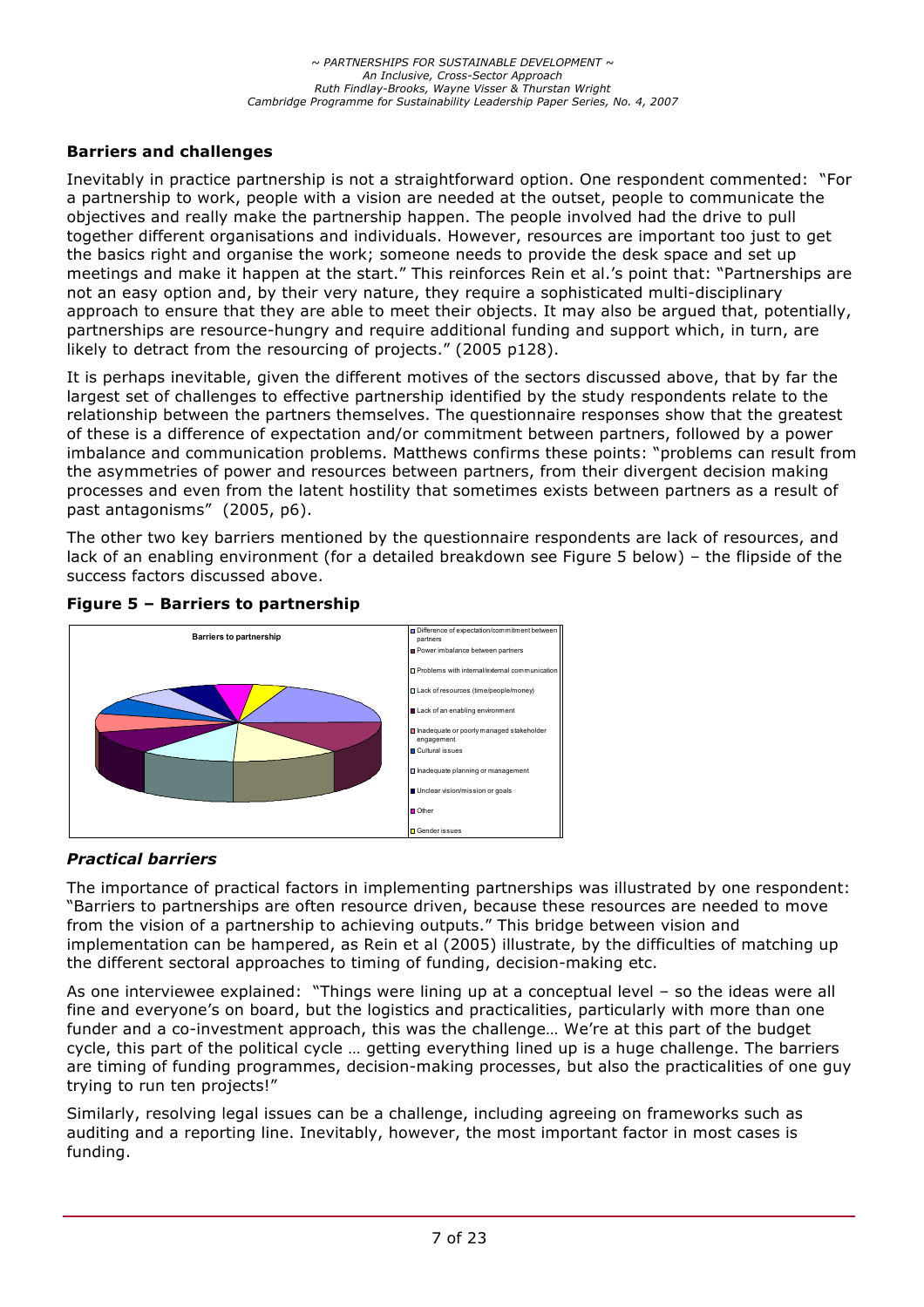## Barriers and challenges

Inevitably in practice partnership is not a straightforward option. One respondent commented: "For a partnership to work, people with a vision are needed at the outset, people to communicate the objectives and really make the partnership happen. The people involved had the drive to pull together different organisations and individuals. However, resources are important too just to get the basics right and organise the work; someone needs to provide the desk space and set up meetings and make it happen at the start." This reinforces Rein et al.'s point that: "Partnerships are not an easy option and, by their very nature, they require a sophisticated multi-disciplinary approach to ensure that they are able to meet their objects. It may also be argued that, potentially, partnerships are resource-hungry and require additional funding and support which, in turn, are likely to detract from the resourcing of projects." (2005 p128).

It is perhaps inevitable, given the different motives of the sectors discussed above, that by far the largest set of challenges to effective partnership identified by the study respondents relate to the relationship between the partners themselves. The questionnaire responses show that the greatest of these is a difference of expectation and/or commitment between partners, followed by a power imbalance and communication problems. Matthews confirms these points: "problems can result from the asymmetries of power and resources between partners, from their divergent decision making processes and even from the latent hostility that sometimes exists between partners as a result of past antagonisms" (2005, p6).

The other two key barriers mentioned by the questionnaire respondents are lack of resources, and lack of an enabling environment (for a detailed breakdown see Figure 5 below) – the flipside of the success factors discussed above.

**Figure 5 – Barriers to partnership**

Barriers to partnership

- Difference of expectation/commitment between partners
- Power imbalance between partners
- Problems with internal/external communication
- Lack of resources (time/people/money)
- Lack of an enabling environment
- Inadequate or poorly managed stakeholder engagement
- Cultural issues
- Inadequate planning or management
- Unclear vision/mission or goals
- Other
- Gender issues

### *Practical barriers*

The importance of practical factors in implementing partnerships was illustrated by one respondent: "Barriers to partnerships are often resource driven, because these resources are needed to move from the vision of a partnership to achieving outputs." This bridge between vision and implementation can be hampered, as Rein et al (2005) illustrate, by the difficulties of matching up the different sectoral approaches to timing of funding, decision-making etc.

As one interviewee explained: "Things were lining up at a conceptual level – so the ideas were all fine and everyone's on board, but the logistics and practicalities, particularly with more than one funder and a co-investment approach, this was the challenge… We're at this part of the budget cycle, this part of the political cycle … getting everything lined up is a huge challenge. The barriers are timing of funding programmes, decision-making processes, but also the practicalities of one guy trying to run ten projects!"

Similarly, resolving legal issues can be a challenge, including agreeing on frameworks such as auditing and a reporting line. Inevitably, however, the most important factor in most cases is funding.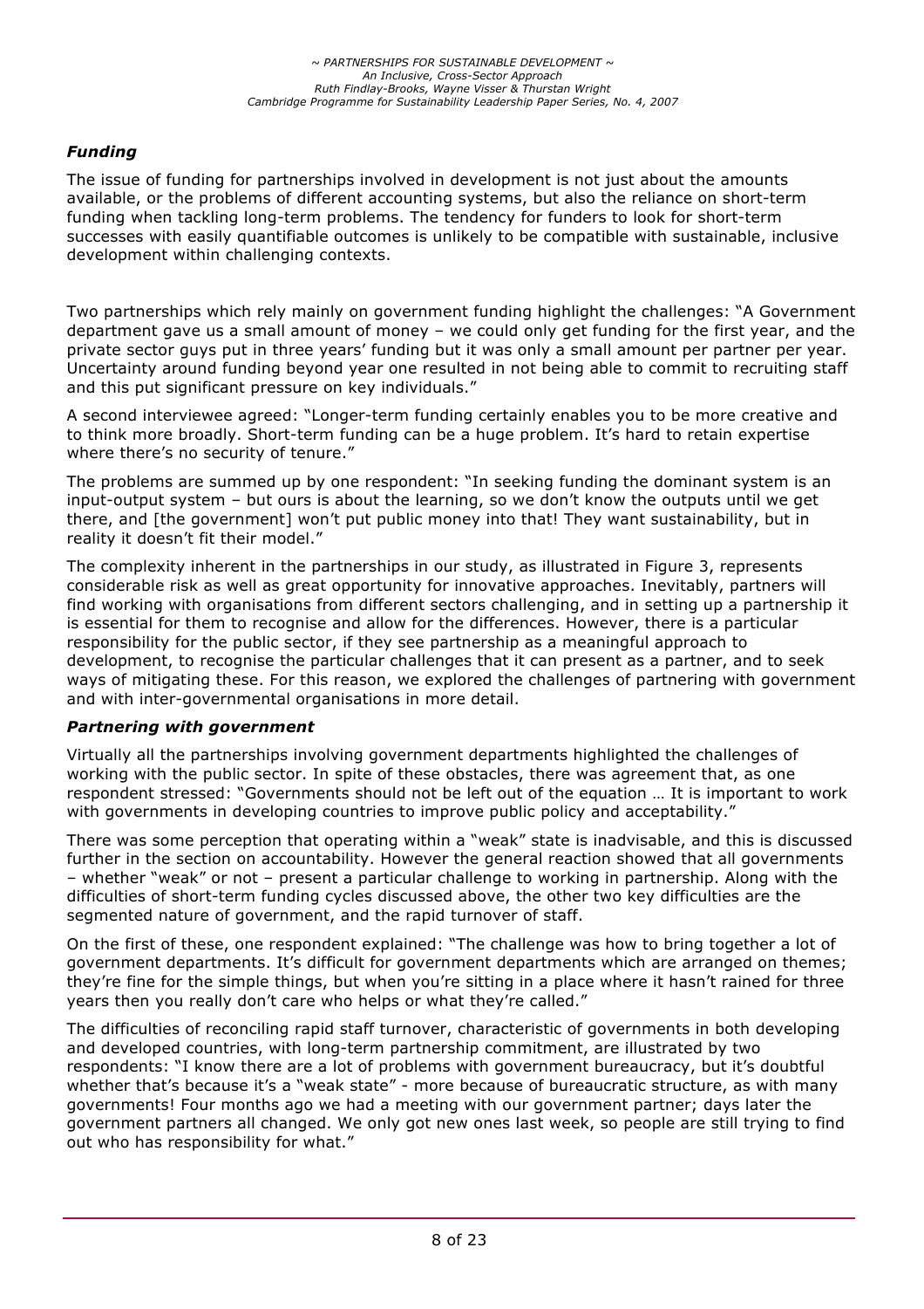### *Funding*

The issue of funding for partnerships involved in development is not just about the amounts available, or the problems of different accounting systems, but also the reliance on short-term funding when tackling long-term problems. The tendency for funders to look for short-term successes with easily quantifiable outcomes is unlikely to be compatible with sustainable, inclusive development within challenging contexts.

Two partnerships which rely mainly on government funding highlight the challenges: "A Government department gave us a small amount of money – we could only get funding for the first year, and the private sector guys put in three years' funding but it was only a small amount per partner per year. Uncertainty around funding beyond year one resulted in not being able to commit to recruiting staff and this put significant pressure on key individuals."

A second interviewee agreed: "Longer-term funding certainly enables you to be more creative and to think more broadly. Short-term funding can be a huge problem. It's hard to retain expertise where there's no security of tenure."

The problems are summed up by one respondent: "In seeking funding the dominant system is an input-output system – but ours is about the learning, so we don't know the outputs until we get there, and [the government] won't put public money into that! They want sustainability, but in reality it doesn't fit their model."

The complexity inherent in the partnerships in our study, as illustrated in Figure 3, represents considerable risk as well as great opportunity for innovative approaches. Inevitably, partners will find working with organisations from different sectors challenging, and in setting up a partnership it is essential for them to recognise and allow for the differences. However, there is a particular responsibility for the public sector, if they see partnership as a meaningful approach to development, to recognise the particular challenges that it can present as a partner, and to seek ways of mitigating these. For this reason, we explored the challenges of partnering with government and with inter-governmental organisations in more detail.

### *Partnering with government*

Virtually all the partnerships involving government departments highlighted the challenges of working with the public sector. In spite of these obstacles, there was agreement that, as one respondent stressed: "Governments should not be left out of the equation … It is important to work with governments in developing countries to improve public policy and acceptability."

There was some perception that operating within a "weak" state is inadvisable, and this is discussed further in the section on accountability. However the general reaction showed that all governments – whether "weak" or not – present a particular challenge to working in partnership. Along with the difficulties of short-term funding cycles discussed above, the other two key difficulties are the segmented nature of government, and the rapid turnover of staff.

On the first of these, one respondent explained: "The challenge was how to bring together a lot of government departments. It's difficult for government departments which are arranged on themes; they're fine for the simple things, but when you're sitting in a place where it hasn't rained for three years then you really don't care who helps or what they're called."

The difficulties of reconciling rapid staff turnover, characteristic of governments in both developing and developed countries, with long-term partnership commitment, are illustrated by two respondents: "I know there are a lot of problems with government bureaucracy, but it's doubtful whether that's because it's a "weak state" - more because of bureaucratic structure, as with many governments! Four months ago we had a meeting with our government partner; days later the government partners all changed. We only got new ones last week, so people are still trying to find out who has responsibility for what."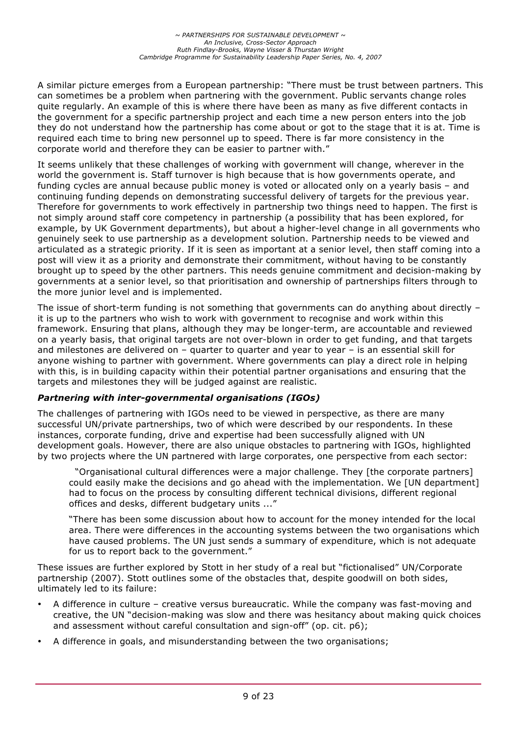A similar picture emerges from a European partnership: "There must be trust between partners. This can sometimes be a problem when partnering with the government. Public servants change roles quite regularly. An example of this is where there have been as many as five different contacts in the government for a specific partnership project and each time a new person enters into the job they do not understand how the partnership has come about or got to the stage that it is at. Time is required each time to bring new personnel up to speed. There is far more consistency in the corporate world and therefore they can be easier to partner with."

It seems unlikely that these challenges of working with government will change, wherever in the world the government is. Staff turnover is high because that is how governments operate, and funding cycles are annual because public money is voted or allocated only on a yearly basis – and continuing funding depends on demonstrating successful delivery of targets for the previous year. Therefore for governments to work effectively in partnership two things need to happen. The first is not simply around staff core competency in partnership (a possibility that has been explored, for example, by UK Government departments), but about a higher-level change in all governments who genuinely seek to use partnership as a development solution. Partnership needs to be viewed and articulated as a strategic priority. If it is seen as important at a senior level, then staff coming into a post will view it as a priority and demonstrate their commitment, without having to be constantly brought up to speed by the other partners. This needs genuine commitment and decision-making by governments at a senior level, so that prioritisation and ownership of partnerships filters through to the more junior level and is implemented.

The issue of short-term funding is not something that governments can do anything about directly – it is up to the partners who wish to work with government to recognise and work within this framework. Ensuring that plans, although they may be longer-term, are accountable and reviewed on a yearly basis, that original targets are not over-blown in order to get funding, and that targets and milestones are delivered on – quarter to quarter and year to year – is an essential skill for anyone wishing to partner with government. Where governments can play a direct role in helping with this, is in building capacity within their potential partner organisations and ensuring that the targets and milestones they will be judged against are realistic.

### *Partnering with inter-governmental organisations (IGOs)*

The challenges of partnering with IGOs need to be viewed in perspective, as there are many successful UN/private partnerships, two of which were described by our respondents. In these instances, corporate funding, drive and expertise had been successfully aligned with UN development goals. However, there are also unique obstacles to partnering with IGOs, highlighted by two projects where the UN partnered with large corporates, one perspective from each sector:

> "Organisational cultural differences were a major challenge. They [the corporate partners] could easily make the decisions and go ahead with the implementation. We [UN department] had to focus on the process by consulting different technical divisions, different regional offices and desks, different budgetary units ..."
>
> "There has been some discussion about how to account for the money intended for the local area. There were differences in the accounting systems between the two organisations which have caused problems. The UN just sends a summary of expenditure, which is not adequate for us to report back to the government."

These issues are further explored by Stott in her study of a real but "fictionalised" UN/Corporate partnership (2007). Stott outlines some of the obstacles that, despite goodwill on both sides, ultimately led to its failure:

- A difference in culture – creative versus bureaucratic. While the company was fast-moving and creative, the UN "decision-making was slow and there was hesitancy about making quick choices and assessment without careful consultation and sign-off" (op. cit. p6);
- A difference in goals, and misunderstanding between the two organisations;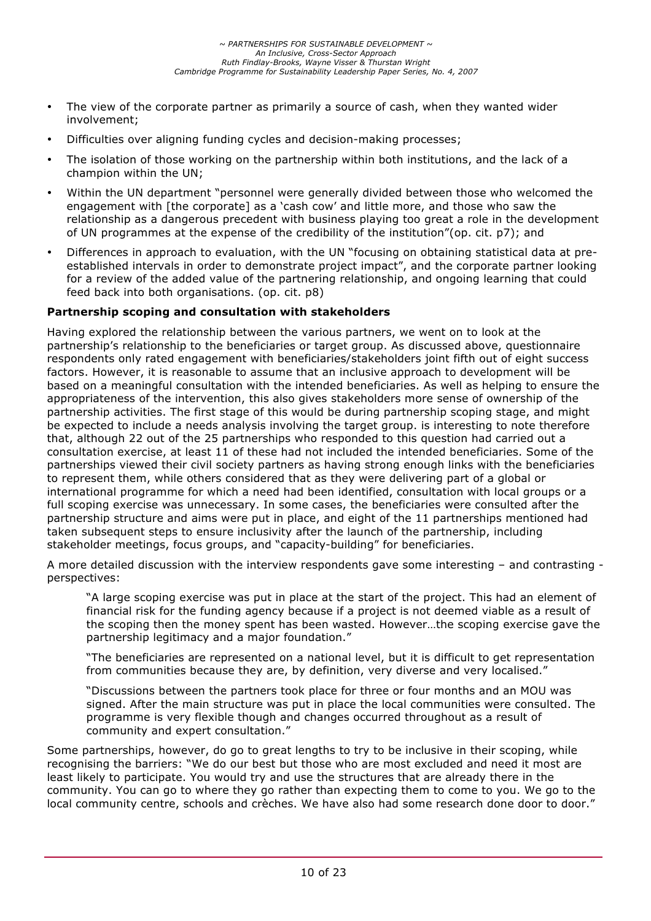- The view of the corporate partner as primarily a source of cash, when they wanted wider involvement;
- Difficulties over aligning funding cycles and decision-making processes;
- The isolation of those working on the partnership within both institutions, and the lack of a champion within the UN;
- Within the UN department "personnel were generally divided between those who welcomed the engagement with [the corporate] as a 'cash cow' and little more, and those who saw the relationship as a dangerous precedent with business playing too great a role in the development of UN programmes at the expense of the credibility of the institution"(op. cit. p7); and
- Differences in approach to evaluation, with the UN "focusing on obtaining statistical data at pre-established intervals in order to demonstrate project impact", and the corporate partner looking for a review of the added value of the partnering relationship, and ongoing learning that could feed back into both organisations. (op. cit. p8)

**Partnership scoping and consultation with stakeholders**

Having explored the relationship between the various partners, we went on to look at the partnership's relationship to the beneficiaries or target group. As discussed above, questionnaire respondents only rated engagement with beneficiaries/stakeholders joint fifth out of eight success factors. However, it is reasonable to assume that an inclusive approach to development will be based on a meaningful consultation with the intended beneficiaries. As well as helping to ensure the appropriateness of the intervention, this also gives stakeholders more sense of ownership of the partnership activities. The first stage of this would be during partnership scoping stage, and might be expected to include a needs analysis involving the target group. is interesting to note therefore that, although 22 out of the 25 partnerships who responded to this question had carried out a consultation exercise, at least 11 of these had not included the intended beneficiaries. Some of the partnerships viewed their civil society partners as having strong enough links with the beneficiaries to represent them, while others considered that as they were delivering part of a global or international programme for which a need had been identified, consultation with local groups or a full scoping exercise was unnecessary. In some cases, the beneficiaries were consulted after the partnership structure and aims were put in place, and eight of the 11 partnerships mentioned had taken subsequent steps to ensure inclusivity after the launch of the partnership, including stakeholder meetings, focus groups, and "capacity-building" for beneficiaries.

A more detailed discussion with the interview respondents gave some interesting – and contrasting - perspectives:

> "A large scoping exercise was put in place at the start of the project. This had an element of financial risk for the funding agency because if a project is not deemed viable as a result of the scoping then the money spent has been wasted. However…the scoping exercise gave the partnership legitimacy and a major foundation."

> "The beneficiaries are represented on a national level, but it is difficult to get representation from communities because they are, by definition, very diverse and very localised."

> "Discussions between the partners took place for three or four months and an MOU was signed. After the main structure was put in place the local communities were consulted. The programme is very flexible though and changes occurred throughout as a result of community and expert consultation."

Some partnerships, however, do go to great lengths to try to be inclusive in their scoping, while recognising the barriers: "We do our best but those who are most excluded and need it most are least likely to participate. You would try and use the structures that are already there in the community. You can go to where they go rather than expecting them to come to you. We go to the local community centre, schools and crèches. We have also had some research done door to door."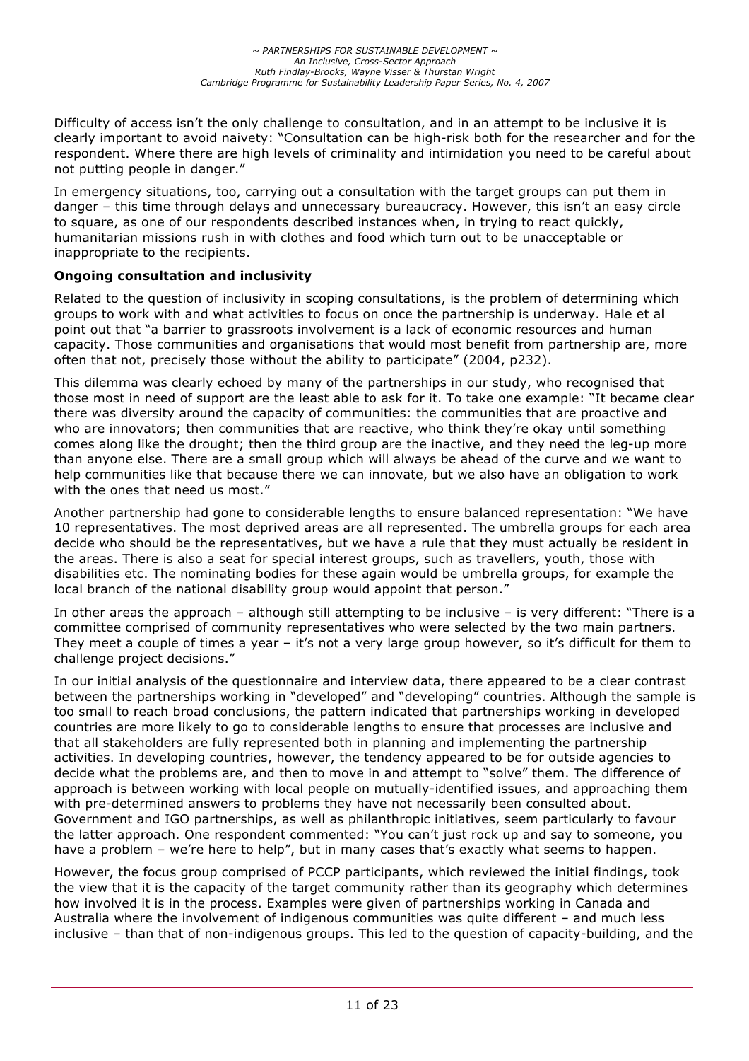Difficulty of access isn't the only challenge to consultation, and in an attempt to be inclusive it is clearly important to avoid naivety: "Consultation can be high-risk both for the researcher and for the respondent. Where there are high levels of criminality and intimidation you need to be careful about not putting people in danger."

In emergency situations, too, carrying out a consultation with the target groups can put them in danger – this time through delays and unnecessary bureaucracy. However, this isn't an easy circle to square, as one of our respondents described instances when, in trying to react quickly, humanitarian missions rush in with clothes and food which turn out to be unacceptable or inappropriate to the recipients.

### Ongoing consultation and inclusivity

Related to the question of inclusivity in scoping consultations, is the problem of determining which groups to work with and what activities to focus on once the partnership is underway. Hale et al point out that "a barrier to grassroots involvement is a lack of economic resources and human capacity. Those communities and organisations that would most benefit from partnership are, more often that not, precisely those without the ability to participate" (2004, p232).

This dilemma was clearly echoed by many of the partnerships in our study, who recognised that those most in need of support are the least able to ask for it. To take one example: "It became clear there was diversity around the capacity of communities: the communities that are proactive and who are innovators; then communities that are reactive, who think they're okay until something comes along like the drought; then the third group are the inactive, and they need the leg-up more than anyone else. There are a small group which will always be ahead of the curve and we want to help communities like that because there we can innovate, but we also have an obligation to work with the ones that need us most."

Another partnership had gone to considerable lengths to ensure balanced representation: "We have 10 representatives. The most deprived areas are all represented. The umbrella groups for each area decide who should be the representatives, but we have a rule that they must actually be resident in the areas. There is also a seat for special interest groups, such as travellers, youth, those with disabilities etc. The nominating bodies for these again would be umbrella groups, for example the local branch of the national disability group would appoint that person."

In other areas the approach – although still attempting to be inclusive – is very different: "There is a committee comprised of community representatives who were selected by the two main partners. They meet a couple of times a year – it's not a very large group however, so it's difficult for them to challenge project decisions."

In our initial analysis of the questionnaire and interview data, there appeared to be a clear contrast between the partnerships working in "developed" and "developing" countries. Although the sample is too small to reach broad conclusions, the pattern indicated that partnerships working in developed countries are more likely to go to considerable lengths to ensure that processes are inclusive and that all stakeholders are fully represented both in planning and implementing the partnership activities. In developing countries, however, the tendency appeared to be for outside agencies to decide what the problems are, and then to move in and attempt to "solve" them. The difference of approach is between working with local people on mutually-identified issues, and approaching them with pre-determined answers to problems they have not necessarily been consulted about. Government and IGO partnerships, as well as philanthropic initiatives, seem particularly to favour the latter approach. One respondent commented: "You can't just rock up and say to someone, you have a problem – we're here to help", but in many cases that's exactly what seems to happen.

However, the focus group comprised of PCCP participants, which reviewed the initial findings, took the view that it is the capacity of the target community rather than its geography which determines how involved it is in the process. Examples were given of partnerships working in Canada and Australia where the involvement of indigenous communities was quite different – and much less inclusive – than that of non-indigenous groups. This led to the question of capacity-building, and the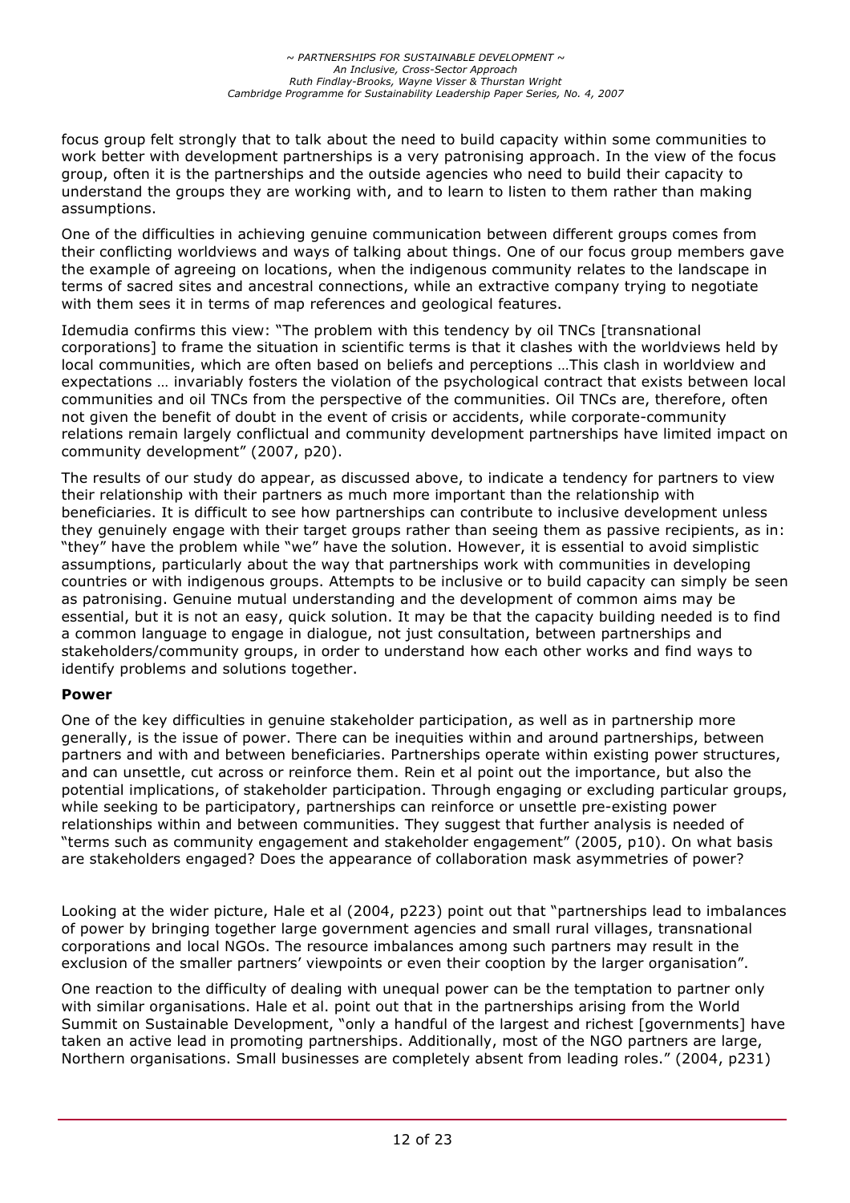focus group felt strongly that to talk about the need to build capacity within some communities to work better with development partnerships is a very patronising approach. In the view of the focus group, often it is the partnerships and the outside agencies who need to build their capacity to understand the groups they are working with, and to learn to listen to them rather than making assumptions.

One of the difficulties in achieving genuine communication between different groups comes from their conflicting worldviews and ways of talking about things. One of our focus group members gave the example of agreeing on locations, when the indigenous community relates to the landscape in terms of sacred sites and ancestral connections, while an extractive company trying to negotiate with them sees it in terms of map references and geological features.

Idemudia confirms this view: "The problem with this tendency by oil TNCs [transnational corporations] to frame the situation in scientific terms is that it clashes with the worldviews held by local communities, which are often based on beliefs and perceptions …This clash in worldview and expectations … invariably fosters the violation of the psychological contract that exists between local communities and oil TNCs from the perspective of the communities. Oil TNCs are, therefore, often not given the benefit of doubt in the event of crisis or accidents, while corporate-community relations remain largely conflictual and community development partnerships have limited impact on community development" (2007, p20).

The results of our study do appear, as discussed above, to indicate a tendency for partners to view their relationship with their partners as much more important than the relationship with beneficiaries. It is difficult to see how partnerships can contribute to inclusive development unless they genuinely engage with their target groups rather than seeing them as passive recipients, as in: "they" have the problem while "we" have the solution. However, it is essential to avoid simplistic assumptions, particularly about the way that partnerships work with communities in developing countries or with indigenous groups. Attempts to be inclusive or to build capacity can simply be seen as patronising. Genuine mutual understanding and the development of common aims may be essential, but it is not an easy, quick solution. It may be that the capacity building needed is to find a common language to engage in dialogue, not just consultation, between partnerships and stakeholders/community groups, in order to understand how each other works and find ways to identify problems and solutions together.

**Power**

One of the key difficulties in genuine stakeholder participation, as well as in partnership more generally, is the issue of power. There can be inequities within and around partnerships, between partners and with and between beneficiaries. Partnerships operate within existing power structures, and can unsettle, cut across or reinforce them. Rein et al point out the importance, but also the potential implications, of stakeholder participation. Through engaging or excluding particular groups, while seeking to be participatory, partnerships can reinforce or unsettle pre-existing power relationships within and between communities. They suggest that further analysis is needed of "terms such as community engagement and stakeholder engagement" (2005, p10). On what basis are stakeholders engaged? Does the appearance of collaboration mask asymmetries of power?

Looking at the wider picture, Hale et al (2004, p223) point out that "partnerships lead to imbalances of power by bringing together large government agencies and small rural villages, transnational corporations and local NGOs. The resource imbalances among such partners may result in the exclusion of the smaller partners' viewpoints or even their cooption by the larger organisation".

One reaction to the difficulty of dealing with unequal power can be the temptation to partner only with similar organisations. Hale et al. point out that in the partnerships arising from the World Summit on Sustainable Development, "only a handful of the largest and richest [governments] have taken an active lead in promoting partnerships. Additionally, most of the NGO partners are large, Northern organisations. Small businesses are completely absent from leading roles." (2004, p231)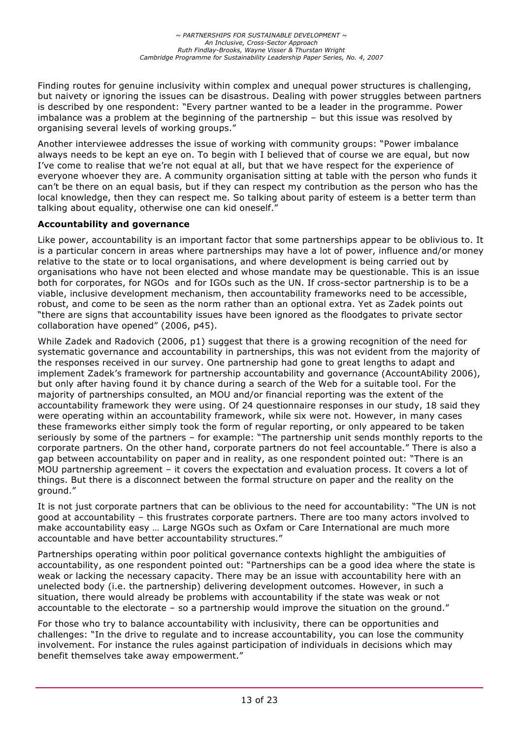Finding routes for genuine inclusivity within complex and unequal power structures is challenging, but naivety or ignoring the issues can be disastrous. Dealing with power struggles between partners is described by one respondent: "Every partner wanted to be a leader in the programme. Power imbalance was a problem at the beginning of the partnership – but this issue was resolved by organising several levels of working groups."

Another interviewee addresses the issue of working with community groups: "Power imbalance always needs to be kept an eye on. To begin with I believed that of course we are equal, but now I've come to realise that we're not equal at all, but that we have respect for the experience of everyone whoever they are. A community organisation sitting at table with the person who funds it can't be there on an equal basis, but if they can respect my contribution as the person who has the local knowledge, then they can respect me. So talking about parity of esteem is a better term than talking about equality, otherwise one can kid oneself."

**Accountability and governance**

Like power, accountability is an important factor that some partnerships appear to be oblivious to. It is a particular concern in areas where partnerships may have a lot of power, influence and/or money relative to the state or to local organisations, and where development is being carried out by organisations who have not been elected and whose mandate may be questionable. This is an issue both for corporates, for NGOs and for IGOs such as the UN. If cross-sector partnership is to be a viable, inclusive development mechanism, then accountability frameworks need to be accessible, robust, and come to be seen as the norm rather than an optional extra. Yet as Zadek points out "there are signs that accountability issues have been ignored as the floodgates to private sector collaboration have opened" (2006, p45).

While Zadek and Radovich (2006, p1) suggest that there is a growing recognition of the need for systematic governance and accountability in partnerships, this was not evident from the majority of the responses received in our survey. One partnership had gone to great lengths to adapt and implement Zadek's framework for partnership accountability and governance (AccountAbility 2006), but only after having found it by chance during a search of the Web for a suitable tool. For the majority of partnerships consulted, an MOU and/or financial reporting was the extent of the accountability framework they were using. Of 24 questionnaire responses in our study, 18 said they were operating within an accountability framework, while six were not. However, in many cases these frameworks either simply took the form of regular reporting, or only appeared to be taken seriously by some of the partners – for example: "The partnership unit sends monthly reports to the corporate partners. On the other hand, corporate partners do not feel accountable." There is also a gap between accountability on paper and in reality, as one respondent pointed out: "There is an MOU partnership agreement – it covers the expectation and evaluation process. It covers a lot of things. But there is a disconnect between the formal structure on paper and the reality on the ground."

It is not just corporate partners that can be oblivious to the need for accountability: "The UN is not good at accountability – this frustrates corporate partners. There are too many actors involved to make accountability easy … Large NGOs such as Oxfam or Care International are much more accountable and have better accountability structures."

Partnerships operating within poor political governance contexts highlight the ambiguities of accountability, as one respondent pointed out: "Partnerships can be a good idea where the state is weak or lacking the necessary capacity. There may be an issue with accountability here with an unelected body (i.e. the partnership) delivering development outcomes. However, in such a situation, there would already be problems with accountability if the state was weak or not accountable to the electorate – so a partnership would improve the situation on the ground."

For those who try to balance accountability with inclusivity, there can be opportunities and challenges: "In the drive to regulate and to increase accountability, you can lose the community involvement. For instance the rules against participation of individuals in decisions which may benefit themselves take away empowerment."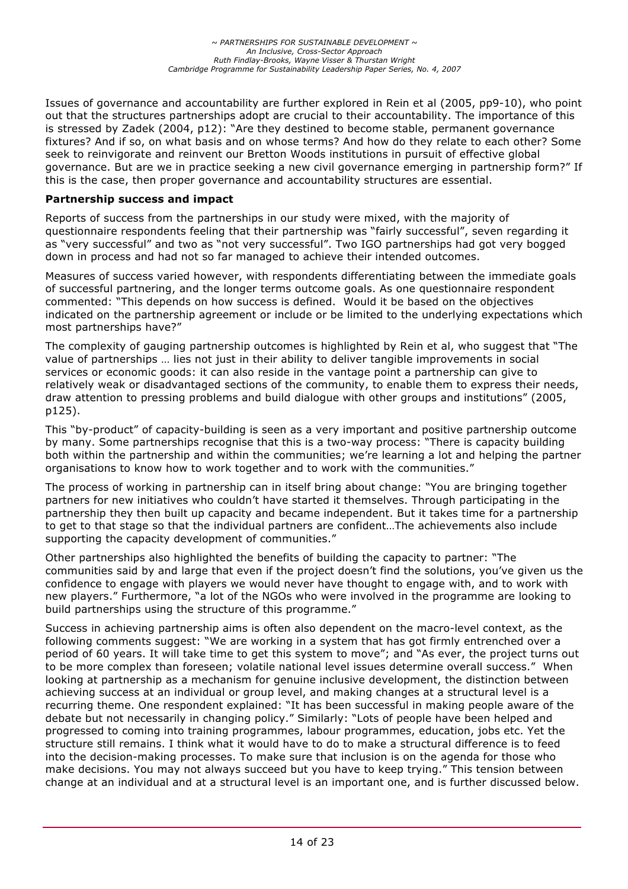Issues of governance and accountability are further explored in Rein et al (2005, pp9-10), who point out that the structures partnerships adopt are crucial to their accountability. The importance of this is stressed by Zadek (2004, p12): "Are they destined to become stable, permanent governance fixtures? And if so, on what basis and on whose terms? And how do they relate to each other? Some seek to reinvigorate and reinvent our Bretton Woods institutions in pursuit of effective global governance. But are we in practice seeking a new civil governance emerging in partnership form?" If this is the case, then proper governance and accountability structures are essential.

**Partnership success and impact**

Reports of success from the partnerships in our study were mixed, with the majority of questionnaire respondents feeling that their partnership was "fairly successful", seven regarding it as "very successful" and two as "not very successful". Two IGO partnerships had got very bogged down in process and had not so far managed to achieve their intended outcomes.

Measures of success varied however, with respondents differentiating between the immediate goals of successful partnering, and the longer terms outcome goals. As one questionnaire respondent commented: "This depends on how success is defined. Would it be based on the objectives indicated on the partnership agreement or include or be limited to the underlying expectations which most partnerships have?"

The complexity of gauging partnership outcomes is highlighted by Rein et al, who suggest that "The value of partnerships … lies not just in their ability to deliver tangible improvements in social services or economic goods: it can also reside in the vantage point a partnership can give to relatively weak or disadvantaged sections of the community, to enable them to express their needs, draw attention to pressing problems and build dialogue with other groups and institutions" (2005, p125).

This "by-product" of capacity-building is seen as a very important and positive partnership outcome by many. Some partnerships recognise that this is a two-way process: "There is capacity building both within the partnership and within the communities; we're learning a lot and helping the partner organisations to know how to work together and to work with the communities."

The process of working in partnership can in itself bring about change: "You are bringing together partners for new initiatives who couldn't have started it themselves. Through participating in the partnership they then built up capacity and became independent. But it takes time for a partnership to get to that stage so that the individual partners are confident…The achievements also include supporting the capacity development of communities."

Other partnerships also highlighted the benefits of building the capacity to partner: "The communities said by and large that even if the project doesn't find the solutions, you've given us the confidence to engage with players we would never have thought to engage with, and to work with new players." Furthermore, "a lot of the NGOs who were involved in the programme are looking to build partnerships using the structure of this programme."

Success in achieving partnership aims is often also dependent on the macro-level context, as the following comments suggest: "We are working in a system that has got firmly entrenched over a period of 60 years. It will take time to get this system to move"; and "As ever, the project turns out to be more complex than foreseen; volatile national level issues determine overall success." When looking at partnership as a mechanism for genuine inclusive development, the distinction between achieving success at an individual or group level, and making changes at a structural level is a recurring theme. One respondent explained: "It has been successful in making people aware of the debate but not necessarily in changing policy." Similarly: "Lots of people have been helped and progressed to coming into training programmes, labour programmes, education, jobs etc. Yet the structure still remains. I think what it would have to do to make a structural difference is to feed into the decision-making processes. To make sure that inclusion is on the agenda for those who make decisions. You may not always succeed but you have to keep trying." This tension between change at an individual and at a structural level is an important one, and is further discussed below.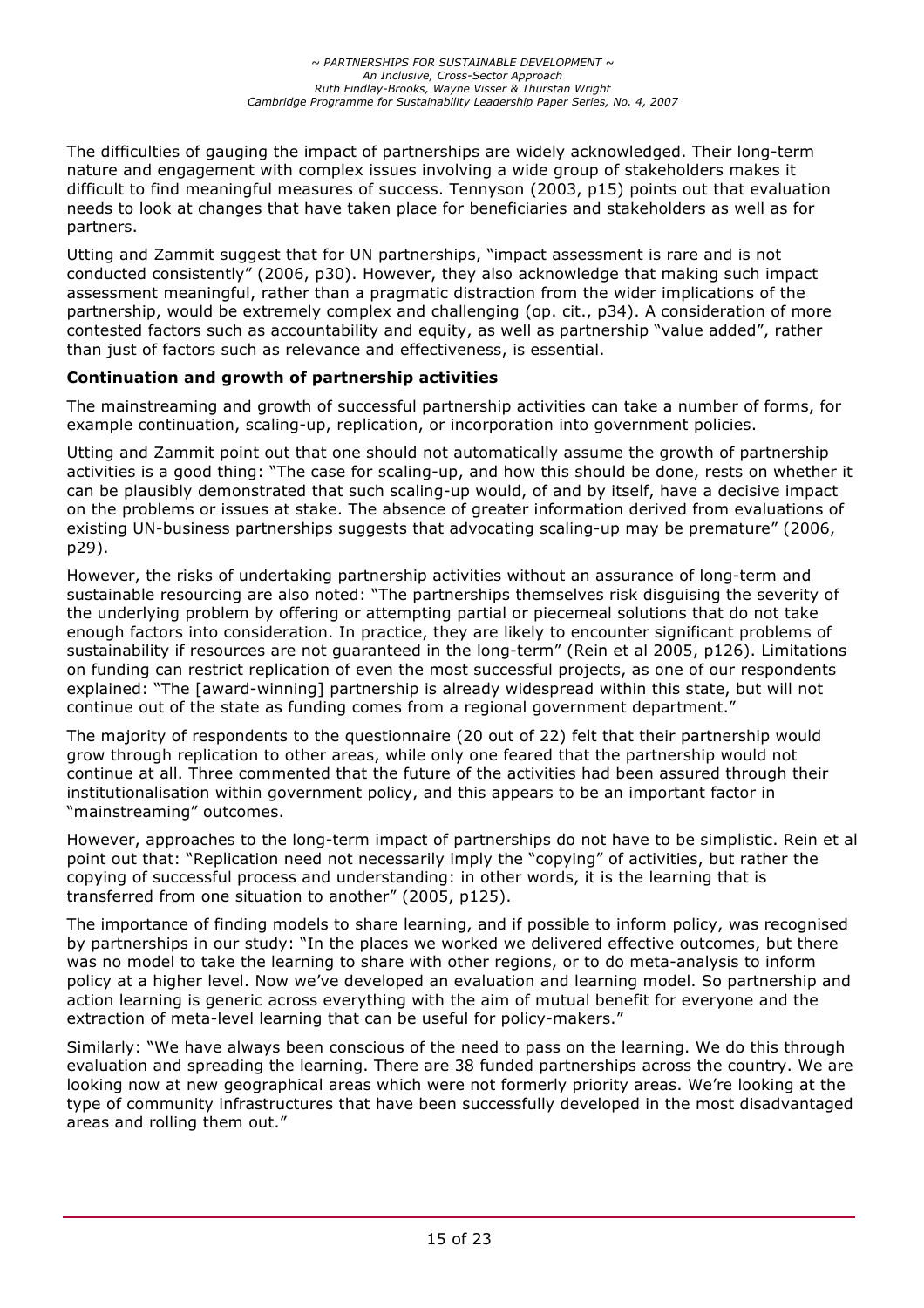The difficulties of gauging the impact of partnerships are widely acknowledged. Their long-term nature and engagement with complex issues involving a wide group of stakeholders makes it difficult to find meaningful measures of success. Tennyson (2003, p15) points out that evaluation needs to look at changes that have taken place for beneficiaries and stakeholders as well as for partners.

Utting and Zammit suggest that for UN partnerships, "impact assessment is rare and is not conducted consistently" (2006, p30). However, they also acknowledge that making such impact assessment meaningful, rather than a pragmatic distraction from the wider implications of the partnership, would be extremely complex and challenging (op. cit., p34). A consideration of more contested factors such as accountability and equity, as well as partnership "value added", rather than just of factors such as relevance and effectiveness, is essential.

**Continuation and growth of partnership activities**

The mainstreaming and growth of successful partnership activities can take a number of forms, for example continuation, scaling-up, replication, or incorporation into government policies.

Utting and Zammit point out that one should not automatically assume the growth of partnership activities is a good thing: "The case for scaling-up, and how this should be done, rests on whether it can be plausibly demonstrated that such scaling-up would, of and by itself, have a decisive impact on the problems or issues at stake. The absence of greater information derived from evaluations of existing UN-business partnerships suggests that advocating scaling-up may be premature" (2006, p29).

However, the risks of undertaking partnership activities without an assurance of long-term and sustainable resourcing are also noted: "The partnerships themselves risk disguising the severity of the underlying problem by offering or attempting partial or piecemeal solutions that do not take enough factors into consideration. In practice, they are likely to encounter significant problems of sustainability if resources are not guaranteed in the long-term" (Rein et al 2005, p126). Limitations on funding can restrict replication of even the most successful projects, as one of our respondents explained: "The [award-winning] partnership is already widespread within this state, but will not continue out of the state as funding comes from a regional government department."

The majority of respondents to the questionnaire (20 out of 22) felt that their partnership would grow through replication to other areas, while only one feared that the partnership would not continue at all. Three commented that the future of the activities had been assured through their institutionalisation within government policy, and this appears to be an important factor in "mainstreaming" outcomes.

However, approaches to the long-term impact of partnerships do not have to be simplistic. Rein et al point out that: "Replication need not necessarily imply the "copying" of activities, but rather the copying of successful process and understanding: in other words, it is the learning that is transferred from one situation to another" (2005, p125).

The importance of finding models to share learning, and if possible to inform policy, was recognised by partnerships in our study: "In the places we worked we delivered effective outcomes, but there was no model to take the learning to share with other regions, or to do meta-analysis to inform policy at a higher level. Now we've developed an evaluation and learning model. So partnership and action learning is generic across everything with the aim of mutual benefit for everyone and the extraction of meta-level learning that can be useful for policy-makers."

Similarly: "We have always been conscious of the need to pass on the learning. We do this through evaluation and spreading the learning. There are 38 funded partnerships across the country. We are looking now at new geographical areas which were not formerly priority areas. We're looking at the type of community infrastructures that have been successfully developed in the most disadvantaged areas and rolling them out."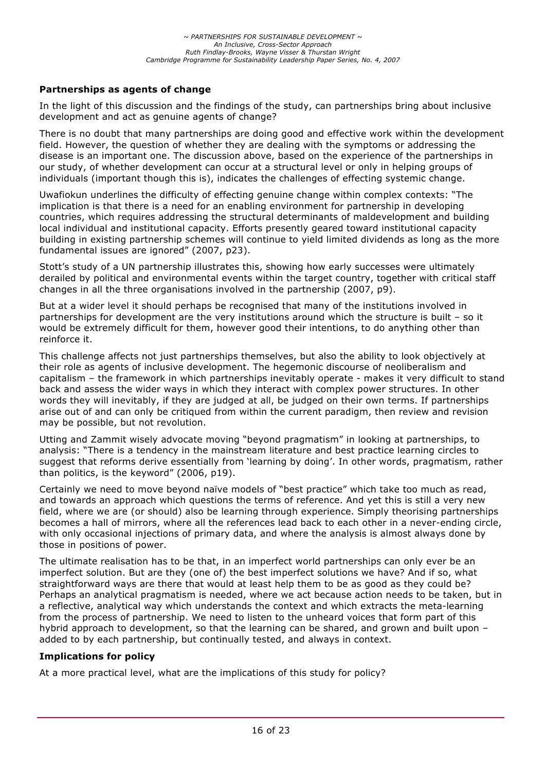**Partnerships as agents of change**

In the light of this discussion and the findings of the study, can partnerships bring about inclusive development and act as genuine agents of change?

There is no doubt that many partnerships are doing good and effective work within the development field. However, the question of whether they are dealing with the symptoms or addressing the disease is an important one. The discussion above, based on the experience of the partnerships in our study, of whether development can occur at a structural level or only in helping groups of individuals (important though this is), indicates the challenges of effecting systemic change.

Uwafiokun underlines the difficulty of effecting genuine change within complex contexts: "The implication is that there is a need for an enabling environment for partnership in developing countries, which requires addressing the structural determinants of maldevelopment and building local individual and institutional capacity. Efforts presently geared toward institutional capacity building in existing partnership schemes will continue to yield limited dividends as long as the more fundamental issues are ignored" (2007, p23).

Stott's study of a UN partnership illustrates this, showing how early successes were ultimately derailed by political and environmental events within the target country, together with critical staff changes in all the three organisations involved in the partnership (2007, p9).

But at a wider level it should perhaps be recognised that many of the institutions involved in partnerships for development are the very institutions around which the structure is built – so it would be extremely difficult for them, however good their intentions, to do anything other than reinforce it.

This challenge affects not just partnerships themselves, but also the ability to look objectively at their role as agents of inclusive development. The hegemonic discourse of neoliberalism and capitalism – the framework in which partnerships inevitably operate - makes it very difficult to stand back and assess the wider ways in which they interact with complex power structures. In other words they will inevitably, if they are judged at all, be judged on their own terms. If partnerships arise out of and can only be critiqued from within the current paradigm, then review and revision may be possible, but not revolution.

Utting and Zammit wisely advocate moving "beyond pragmatism" in looking at partnerships, to analysis: "There is a tendency in the mainstream literature and best practice learning circles to suggest that reforms derive essentially from 'learning by doing'. In other words, pragmatism, rather than politics, is the keyword" (2006, p19).

Certainly we need to move beyond naïve models of "best practice" which take too much as read, and towards an approach which questions the terms of reference. And yet this is still a very new field, where we are (or should) also be learning through experience. Simply theorising partnerships becomes a hall of mirrors, where all the references lead back to each other in a never-ending circle, with only occasional injections of primary data, and where the analysis is almost always done by those in positions of power.

The ultimate realisation has to be that, in an imperfect world partnerships can only ever be an imperfect solution. But are they (one of) the best imperfect solutions we have? And if so, what straightforward ways are there that would at least help them to be as good as they could be? Perhaps an analytical pragmatism is needed, where we act because action needs to be taken, but in a reflective, analytical way which understands the context and which extracts the meta-learning from the process of partnership. We need to listen to the unheard voices that form part of this hybrid approach to development, so that the learning can be shared, and grown and built upon – added to by each partnership, but continually tested, and always in context.

**Implications for policy**

At a more practical level, what are the implications of this study for policy?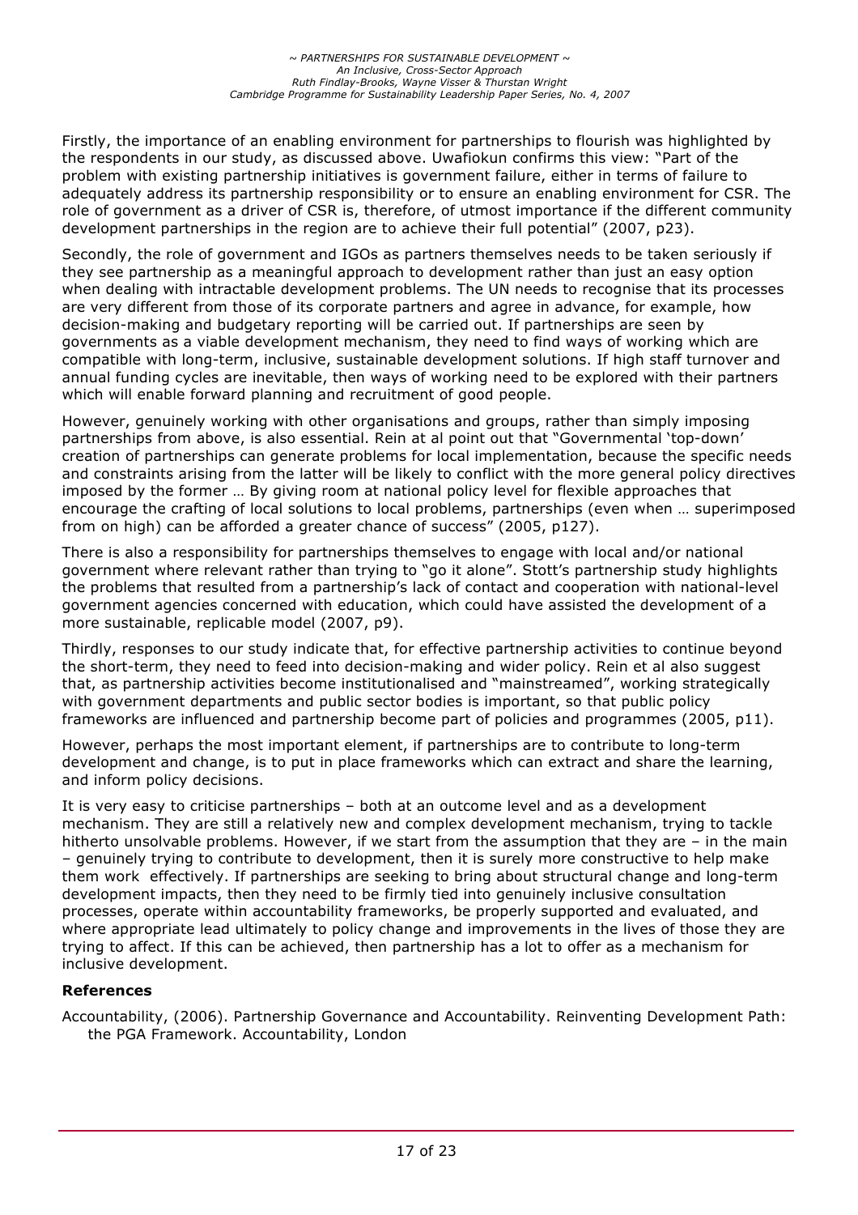Firstly, the importance of an enabling environment for partnerships to flourish was highlighted by the respondents in our study, as discussed above. Uwafiokun confirms this view: "Part of the problem with existing partnership initiatives is government failure, either in terms of failure to adequately address its partnership responsibility or to ensure an enabling environment for CSR. The role of government as a driver of CSR is, therefore, of utmost importance if the different community development partnerships in the region are to achieve their full potential" (2007, p23).

Secondly, the role of government and IGOs as partners themselves needs to be taken seriously if they see partnership as a meaningful approach to development rather than just an easy option when dealing with intractable development problems. The UN needs to recognise that its processes are very different from those of its corporate partners and agree in advance, for example, how decision-making and budgetary reporting will be carried out. If partnerships are seen by governments as a viable development mechanism, they need to find ways of working which are compatible with long-term, inclusive, sustainable development solutions. If high staff turnover and annual funding cycles are inevitable, then ways of working need to be explored with their partners which will enable forward planning and recruitment of good people.

However, genuinely working with other organisations and groups, rather than simply imposing partnerships from above, is also essential. Rein at al point out that "Governmental 'top-down' creation of partnerships can generate problems for local implementation, because the specific needs and constraints arising from the latter will be likely to conflict with the more general policy directives imposed by the former … By giving room at national policy level for flexible approaches that encourage the crafting of local solutions to local problems, partnerships (even when … superimposed from on high) can be afforded a greater chance of success" (2005, p127).

There is also a responsibility for partnerships themselves to engage with local and/or national government where relevant rather than trying to "go it alone". Stott's partnership study highlights the problems that resulted from a partnership's lack of contact and cooperation with national-level government agencies concerned with education, which could have assisted the development of a more sustainable, replicable model (2007, p9).

Thirdly, responses to our study indicate that, for effective partnership activities to continue beyond the short-term, they need to feed into decision-making and wider policy. Rein et al also suggest that, as partnership activities become institutionalised and "mainstreamed", working strategically with government departments and public sector bodies is important, so that public policy frameworks are influenced and partnership become part of policies and programmes (2005, p11).

However, perhaps the most important element, if partnerships are to contribute to long-term development and change, is to put in place frameworks which can extract and share the learning, and inform policy decisions.

It is very easy to criticise partnerships – both at an outcome level and as a development mechanism. They are still a relatively new and complex development mechanism, trying to tackle hitherto unsolvable problems. However, if we start from the assumption that they are – in the main – genuinely trying to contribute to development, then it is surely more constructive to help make them work effectively. If partnerships are seeking to bring about structural change and long-term development impacts, then they need to be firmly tied into genuinely inclusive consultation processes, operate within accountability frameworks, be properly supported and evaluated, and where appropriate lead ultimately to policy change and improvements in the lives of those they are trying to affect. If this can be achieved, then partnership has a lot to offer as a mechanism for inclusive development.

### References

Accountability, (2006). Partnership Governance and Accountability. Reinventing Development Path: the PGA Framework. Accountability, London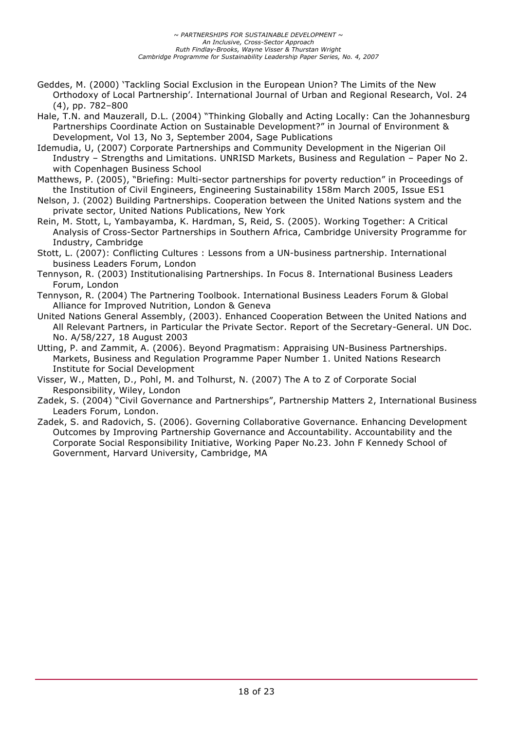Geddes, M. (2000) 'Tackling Social Exclusion in the European Union? The Limits of the New Orthodoxy of Local Partnership'. International Journal of Urban and Regional Research, Vol. 24 (4), pp. 782–800

Hale, T.N. and Mauzerall, D.L. (2004) "Thinking Globally and Acting Locally: Can the Johannesburg Partnerships Coordinate Action on Sustainable Development?" in Journal of Environment & Development, Vol 13, No 3, September 2004, Sage Publications

Idemudia, U, (2007) Corporate Partnerships and Community Development in the Nigerian Oil Industry – Strengths and Limitations. UNRISD Markets, Business and Regulation – Paper No 2. with Copenhagen Business School

Matthews, P. (2005), "Briefing: Multi-sector partnerships for poverty reduction" in Proceedings of the Institution of Civil Engineers, Engineering Sustainability 158m March 2005, Issue ES1

Nelson, J. (2002) Building Partnerships. Cooperation between the United Nations system and the private sector, United Nations Publications, New York

Rein, M. Stott, L, Yambayamba, K. Hardman, S, Reid, S. (2005). Working Together: A Critical Analysis of Cross-Sector Partnerships in Southern Africa, Cambridge University Programme for Industry, Cambridge

Stott, L. (2007): Conflicting Cultures : Lessons from a UN-business partnership. International business Leaders Forum, London

Tennyson, R. (2003) Institutionalising Partnerships. In Focus 8. International Business Leaders Forum, London

Tennyson, R. (2004) The Partnering Toolbook. International Business Leaders Forum & Global Alliance for Improved Nutrition, London & Geneva

United Nations General Assembly, (2003). Enhanced Cooperation Between the United Nations and All Relevant Partners, in Particular the Private Sector. Report of the Secretary-General. UN Doc. No. A/58/227, 18 August 2003

Utting, P. and Zammit, A. (2006). Beyond Pragmatism: Appraising UN-Business Partnerships. Markets, Business and Regulation Programme Paper Number 1. United Nations Research Institute for Social Development

Visser, W., Matten, D., Pohl, M. and Tolhurst, N. (2007) The A to Z of Corporate Social Responsibility, Wiley, London

Zadek, S. (2004) "Civil Governance and Partnerships", Partnership Matters 2, International Business Leaders Forum, London.

Zadek, S. and Radovich, S. (2006). Governing Collaborative Governance. Enhancing Development Outcomes by Improving Partnership Governance and Accountability. Accountability and the Corporate Social Responsibility Initiative, Working Paper No.23. John F Kennedy School of Government, Harvard University, Cambridge, MA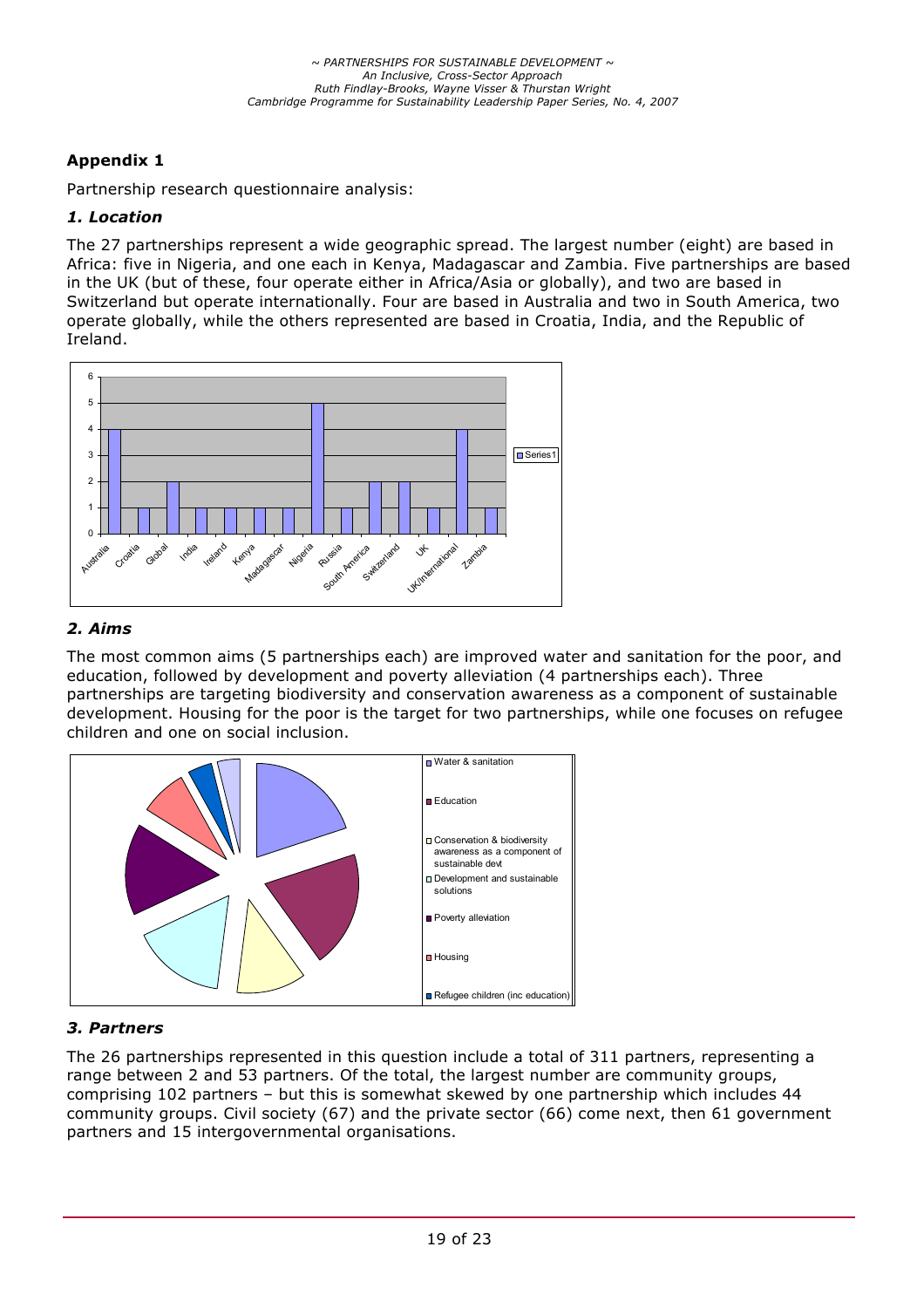## Appendix 1

Partnership research questionnaire analysis:

### *1. Location*

The 27 partnerships represent a wide geographic spread. The largest number (eight) are based in Africa: five in Nigeria, and one each in Kenya, Madagascar and Zambia. Five partnerships are based in the UK (but of these, four operate either in Africa/Asia or globally), and two are based in Switzerland but operate internationally. Four are based in Australia and two in South America, two operate globally, while the others represented are based in Croatia, India, and the Republic of Ireland.

### *2. Aims*

The most common aims (5 partnerships each) are improved water and sanitation for the poor, and education, followed by development and poverty alleviation (4 partnerships each). Three partnerships are targeting biodiversity and conservation awareness as a component of sustainable development. Housing for the poor is the target for two partnerships, while one focuses on refugee children and one on social inclusion.

### *3. Partners*

The 26 partnerships represented in this question include a total of 311 partners, representing a range between 2 and 53 partners. Of the total, the largest number are community groups, comprising 102 partners – but this is somewhat skewed by one partnership which includes 44 community groups. Civil society (67) and the private sector (66) come next, then 61 government partners and 15 intergovernmental organisations.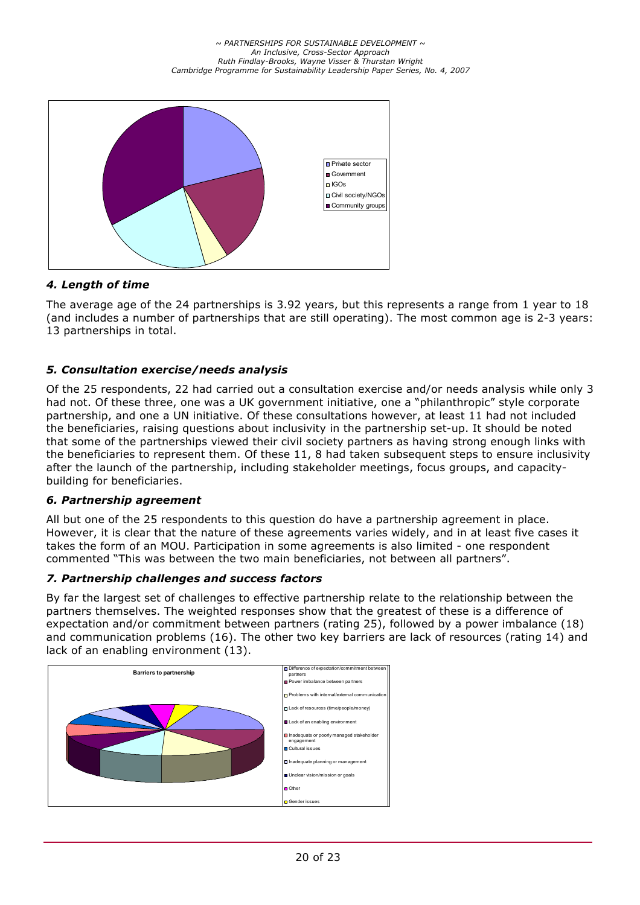### *4. Length of time*

The average age of the 24 partnerships is 3.92 years, but this represents a range from 1 year to 18 (and includes a number of partnerships that are still operating). The most common age is 2-3 years: 13 partnerships in total.

### *5. Consultation exercise/needs analysis*

Of the 25 respondents, 22 had carried out a consultation exercise and/or needs analysis while only 3 had not. Of these three, one was a UK government initiative, one a "philanthropic" style corporate partnership, and one a UN initiative. Of these consultations however, at least 11 had not included the beneficiaries, raising questions about inclusivity in the partnership set-up. It should be noted that some of the partnerships viewed their civil society partners as having strong enough links with the beneficiaries to represent them. Of these 11, 8 had taken subsequent steps to ensure inclusivity after the launch of the partnership, including stakeholder meetings, focus groups, and capacity-building for beneficiaries.

### *6. Partnership agreement*

All but one of the 25 respondents to this question do have a partnership agreement in place. However, it is clear that the nature of these agreements varies widely, and in at least five cases it takes the form of an MOU. Participation in some agreements is also limited - one respondent commented "This was between the two main beneficiaries, not between all partners".

### *7. Partnership challenges and success factors*

By far the largest set of challenges to effective partnership relate to the relationship between the partners themselves. The weighted responses show that the greatest of these is a difference of expectation and/or commitment between partners (rating 25), followed by a power imbalance (18) and communication problems (16). The other two key barriers are lack of resources (rating 14) and lack of an enabling environment (13).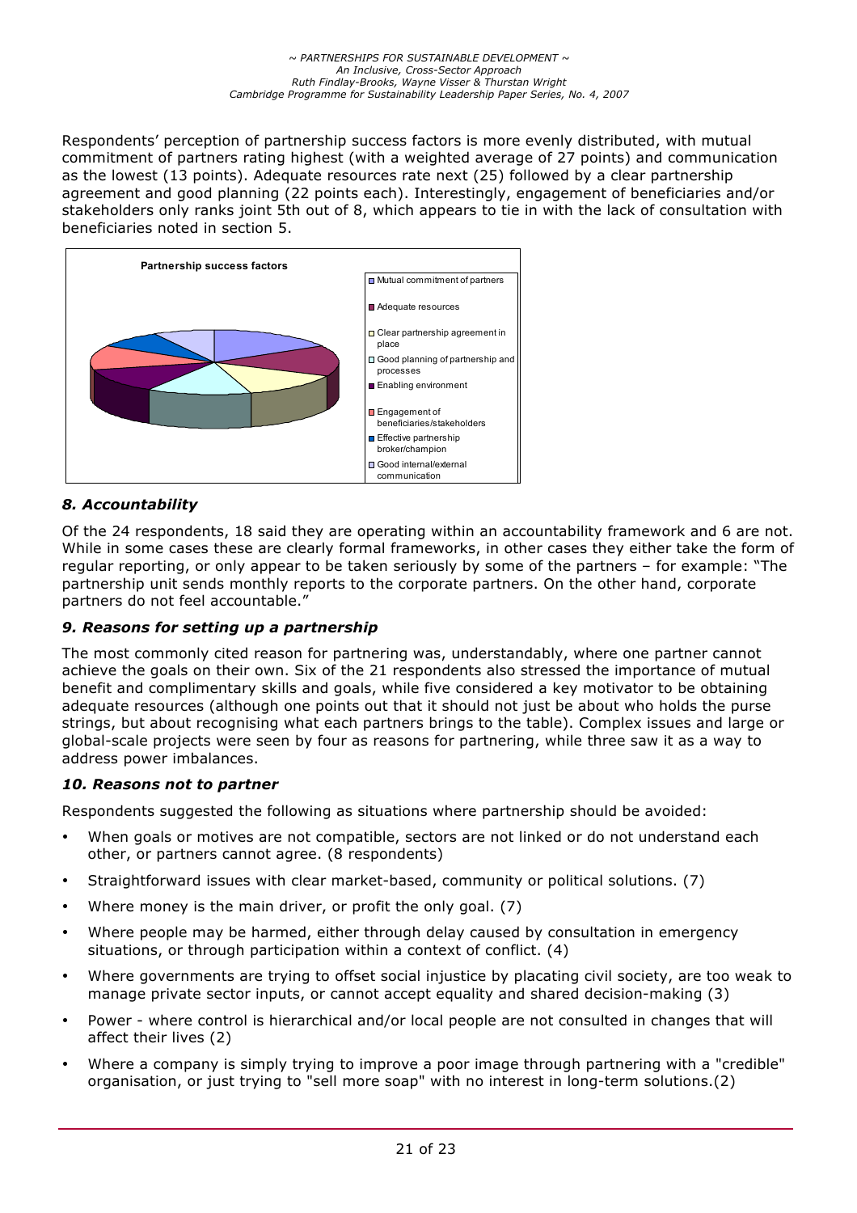Respondents' perception of partnership success factors is more evenly distributed, with mutual commitment of partners rating highest (with a weighted average of 27 points) and communication as the lowest (13 points). Adequate resources rate next (25) followed by a clear partnership agreement and good planning (22 points each). Interestingly, engagement of beneficiaries and/or stakeholders only ranks joint 5th out of 8, which appears to tie in with the lack of consultation with beneficiaries noted in section 5.

**Partnership success factors**

- Mutual commitment of partners
- Adequate resources
- Clear partnership agreement in place
- Good planning of partnership and processes
- Enabling environment
- Engagement of beneficiaries/stakeholders
- Effective partnership broker/champion
- Good internal/external communication

### *8. Accountability*

Of the 24 respondents, 18 said they are operating within an accountability framework and 6 are not. While in some cases these are clearly formal frameworks, in other cases they either take the form of regular reporting, or only appear to be taken seriously by some of the partners – for example: "The partnership unit sends monthly reports to the corporate partners. On the other hand, corporate partners do not feel accountable."

### *9. Reasons for setting up a partnership*

The most commonly cited reason for partnering was, understandably, where one partner cannot achieve the goals on their own. Six of the 21 respondents also stressed the importance of mutual benefit and complimentary skills and goals, while five considered a key motivator to be obtaining adequate resources (although one points out that it should not just be about who holds the purse strings, but about recognising what each partners brings to the table). Complex issues and large or global-scale projects were seen by four as reasons for partnering, while three saw it as a way to address power imbalances.

### *10. Reasons not to partner*

Respondents suggested the following as situations where partnership should be avoided:

- When goals or motives are not compatible, sectors are not linked or do not understand each other, or partners cannot agree. (8 respondents)
- Straightforward issues with clear market-based, community or political solutions. (7)
- Where money is the main driver, or profit the only goal. (7)
- Where people may be harmed, either through delay caused by consultation in emergency situations, or through participation within a context of conflict. (4)
- Where governments are trying to offset social injustice by placating civil society, are too weak to manage private sector inputs, or cannot accept equality and shared decision-making (3)
- Power - where control is hierarchical and/or local people are not consulted in changes that will affect their lives (2)
- Where a company is simply trying to improve a poor image through partnering with a "credible" organisation, or just trying to "sell more soap" with no interest in long-term solutions.(2)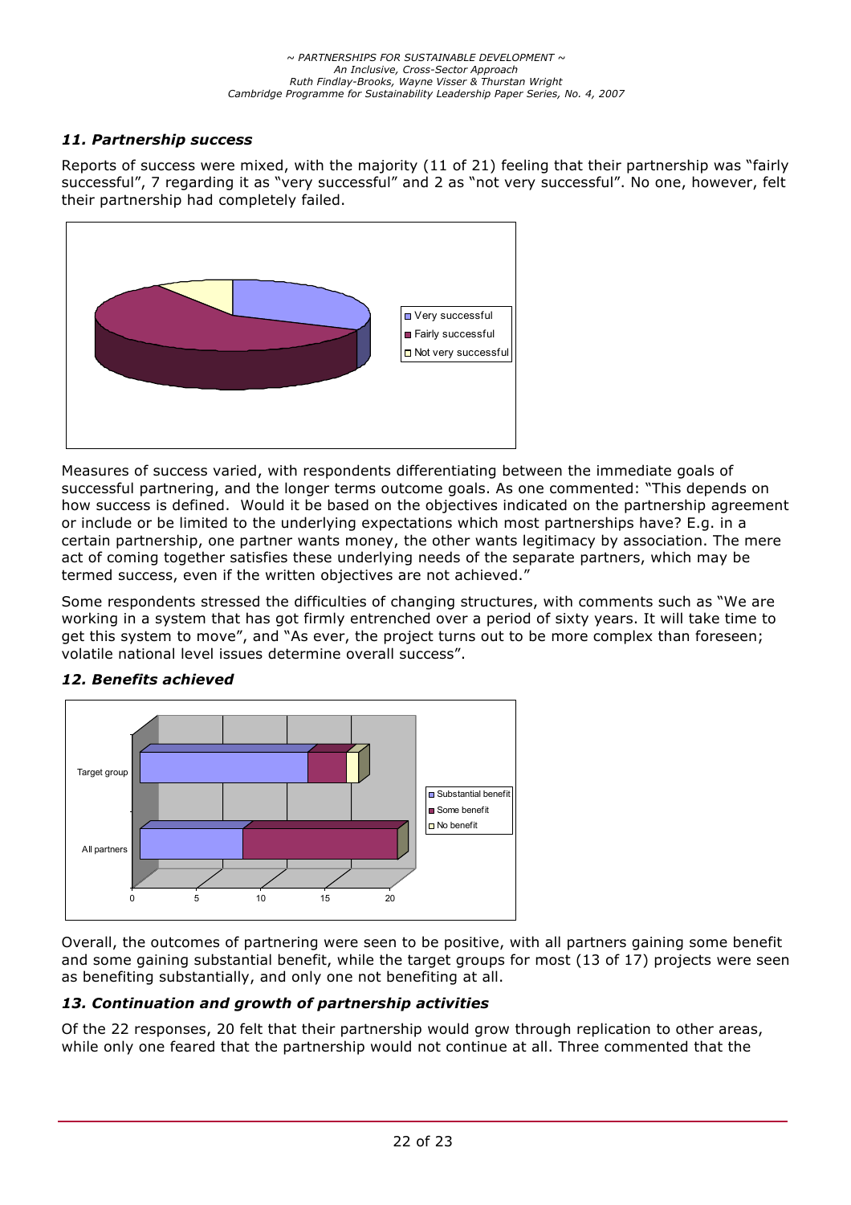### *11. Partnership success*

Reports of success were mixed, with the majority (11 of 21) feeling that their partnership was "fairly successful", 7 regarding it as "very successful" and 2 as "not very successful". No one, however, felt their partnership had completely failed.

Measures of success varied, with respondents differentiating between the immediate goals of successful partnering, and the longer terms outcome goals. As one commented: "This depends on how success is defined.  Would it be based on the objectives indicated on the partnership agreement or include or be limited to the underlying expectations which most partnerships have? E.g. in a certain partnership, one partner wants money, the other wants legitimacy by association. The mere act of coming together satisfies these underlying needs of the separate partners, which may be termed success, even if the written objectives are not achieved."

Some respondents stressed the difficulties of changing structures, with comments such as "We are working in a system that has got firmly entrenched over a period of sixty years. It will take time to get this system to move", and "As ever, the project turns out to be more complex than foreseen; volatile national level issues determine overall success".

### *12. Benefits achieved*

Overall, the outcomes of partnering were seen to be positive, with all partners gaining some benefit and some gaining substantial benefit, while the target groups for most (13 of 17) projects were seen as benefiting substantially, and only one not benefiting at all.

### *13. Continuation and growth of partnership activities*

Of the 22 responses, 20 felt that their partnership would grow through replication to other areas, while only one feared that the partnership would not continue at all. Three commented that the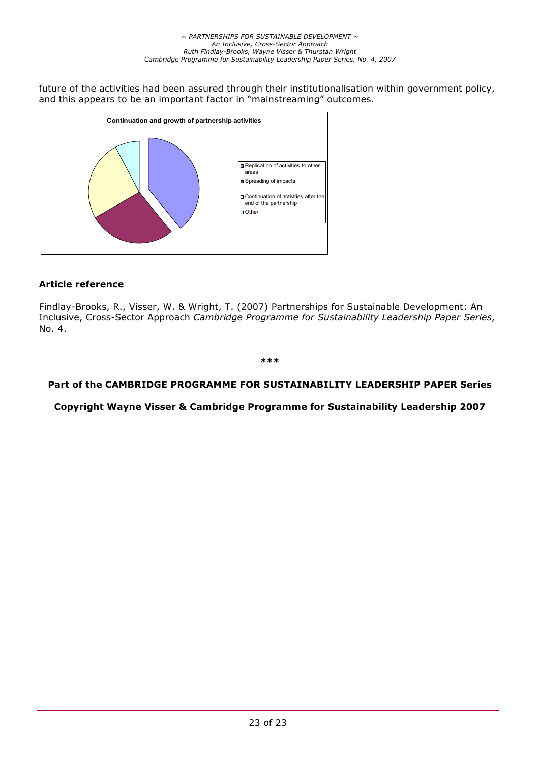future of the activities had been assured through their institutionalisation within government policy, and this appears to be an important factor in "mainstreaming" outcomes.

Continuation and growth of partnership activities

Replication of activities to other areas
Spreading of impacts
Continuation of activities after the end of the partnership
Other

### Article reference

Findlay-Brooks, R., Visser, W. & Wright, T. (2007) Partnerships for Sustainable Development: An Inclusive, Cross-Sector Approach *Cambridge Programme for Sustainability Leadership Paper Series*, No. 4.

***

**Part of the CAMBRIDGE PROGRAMME FOR SUSTAINABILITY LEADERSHIP PAPER Series**

**Copyright Wayne Visser & Cambridge Programme for Sustainability Leadership 2007**